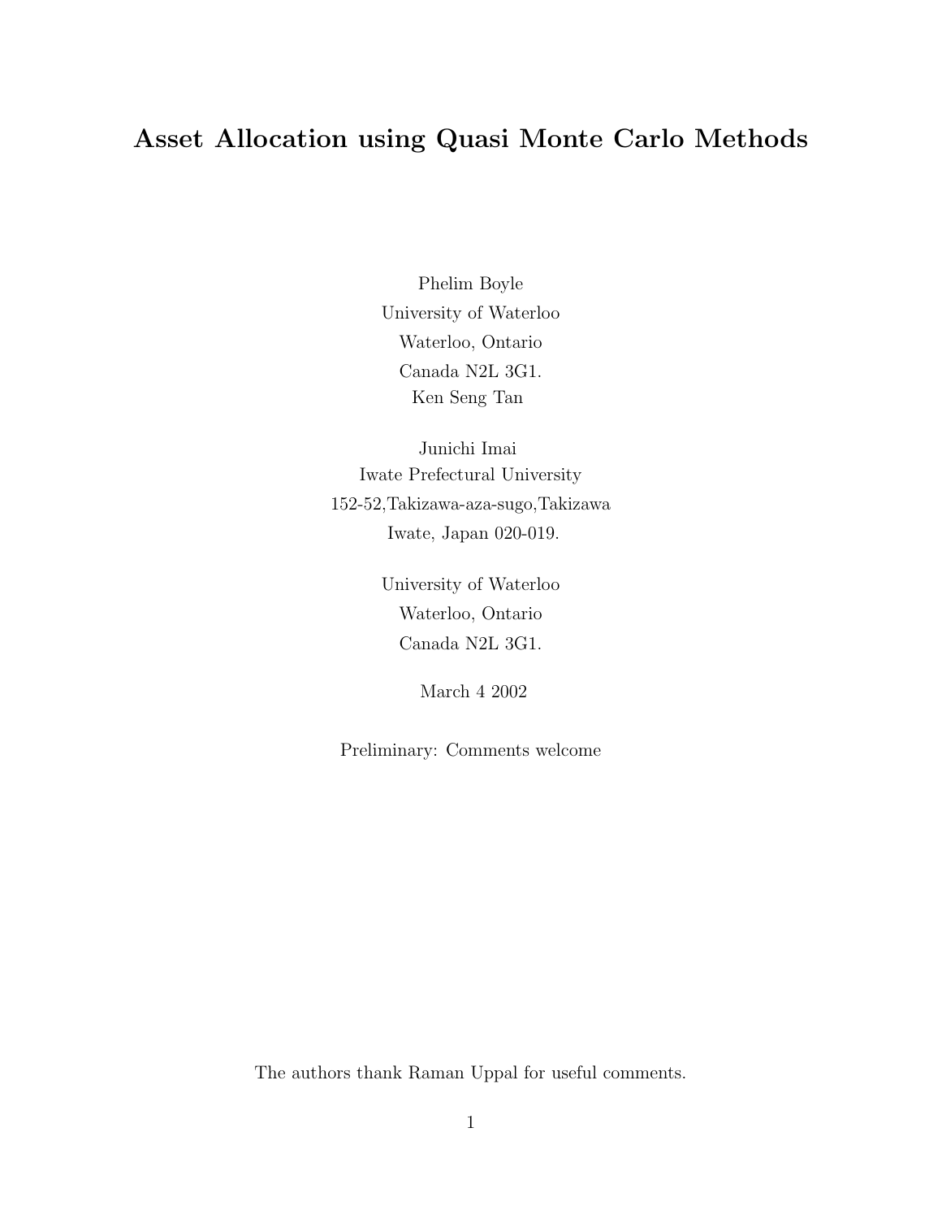# Asset Allocation using Quasi Monte Carlo Methods

Phelim Boyle  
University of Waterloo  
Waterloo, Ontario  
Canada N2L 3G1.  
Ken Seng Tan

Junichi Imai  
Iwate Prefectural University  
152-52,Takizawa-aza-sugo,Takizawa  
Iwate, Japan 020-019.

University of Waterloo  
Waterloo, Ontario  
Canada N2L 3G1.

March 4 2002

Preliminary: Comments welcome

The authors thank Raman Uppal for useful comments.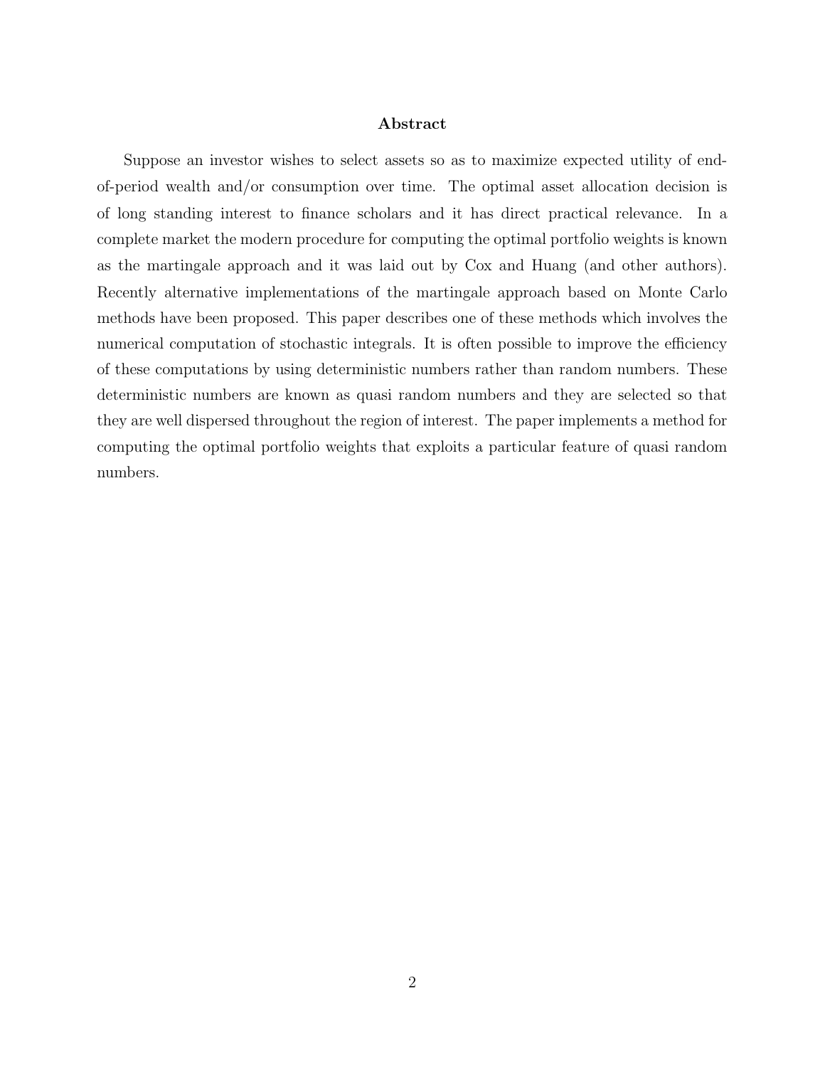## Abstract

Suppose an investor wishes to select assets so as to maximize expected utility of end-of-period wealth and/or consumption over time. The optimal asset allocation decision is of long standing interest to finance scholars and it has direct practical relevance. In a complete market the modern procedure for computing the optimal portfolio weights is known as the martingale approach and it was laid out by Cox and Huang (and other authors). Recently alternative implementations of the martingale approach based on Monte Carlo methods have been proposed. This paper describes one of these methods which involves the numerical computation of stochastic integrals. It is often possible to improve the efficiency of these computations by using deterministic numbers rather than random numbers. These deterministic numbers are known as quasi random numbers and they are selected so that they are well dispersed throughout the region of interest. The paper implements a method for computing the optimal portfolio weights that exploits a particular feature of quasi random numbers.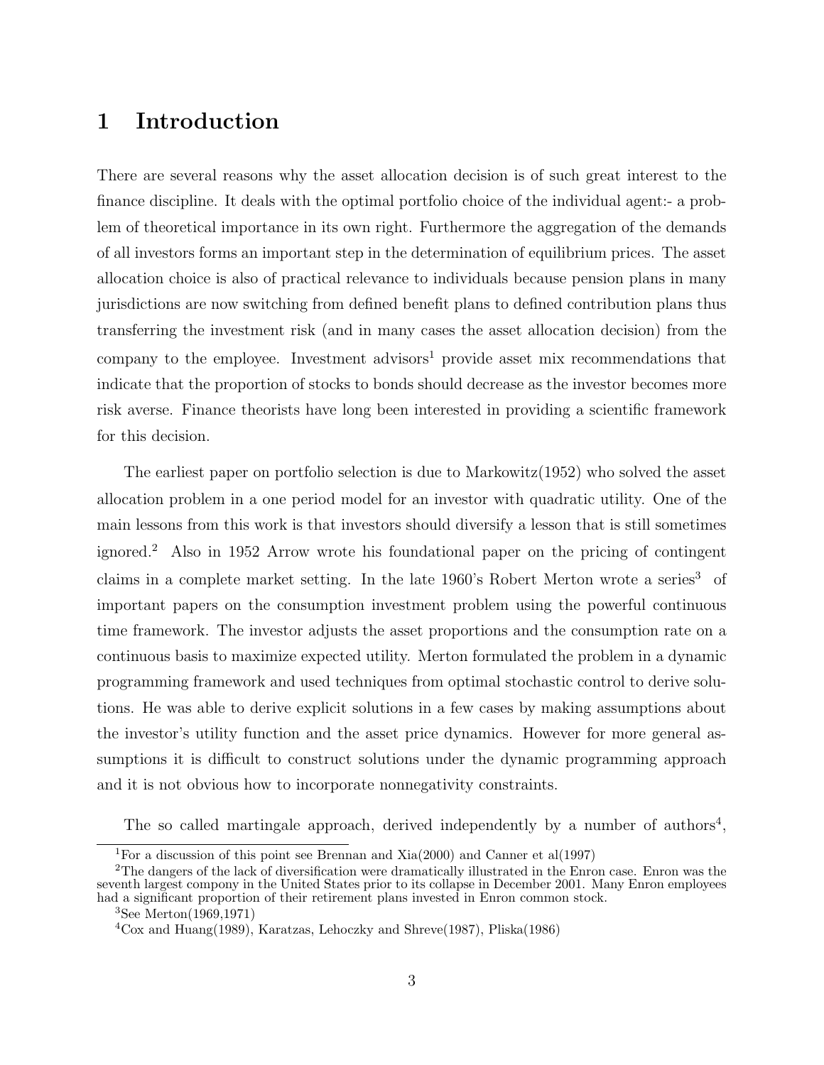# 1 Introduction

There are several reasons why the asset allocation decision is of such great interest to the finance discipline. It deals with the optimal portfolio choice of the individual agent:- a problem of theoretical importance in its own right. Furthermore the aggregation of the demands of all investors forms an important step in the determination of equilibrium prices. The asset allocation choice is also of practical relevance to individuals because pension plans in many jurisdictions are now switching from defined benefit plans to defined contribution plans thus transferring the investment risk (and in many cases the asset allocation decision) from the company to the employee. Investment advisors[1] provide asset mix recommendations that indicate that the proportion of stocks to bonds should decrease as the investor becomes more risk averse. Finance theorists have long been interested in providing a scientific framework for this decision.

The earliest paper on portfolio selection is due to Markowitz(1952) who solved the asset allocation problem in a one period model for an investor with quadratic utility. One of the main lessons from this work is that investors should diversify a lesson that is still sometimes ignored.[2] Also in 1952 Arrow wrote his foundational paper on the pricing of contingent claims in a complete market setting. In the late 1960's Robert Merton wrote a series[3] of important papers on the consumption investment problem using the powerful continuous time framework. The investor adjusts the asset proportions and the consumption rate on a continuous basis to maximize expected utility. Merton formulated the problem in a dynamic programming framework and used techniques from optimal stochastic control to derive solutions. He was able to derive explicit solutions in a few cases by making assumptions about the investor's utility function and the asset price dynamics. However for more general assumptions it is difficult to construct solutions under the dynamic programming approach and it is not obvious how to incorporate nonnegativity constraints.

The so called martingale approach, derived independently by a number of authors[4],

[1] For a discussion of this point see Brennan and Xia(2000) and Canner et al(1997)

[2] The dangers of the lack of diversification were dramatically illustrated in the Enron case. Enron was the seventh largest compony in the United States prior to its collapse in December 2001. Many Enron employees had a significant proportion of their retirement plans invested in Enron common stock.

[3] See Merton(1969,1971)

[4] Cox and Huang(1989), Karatzas, Lehoczky and Shreve(1987), Pliska(1986)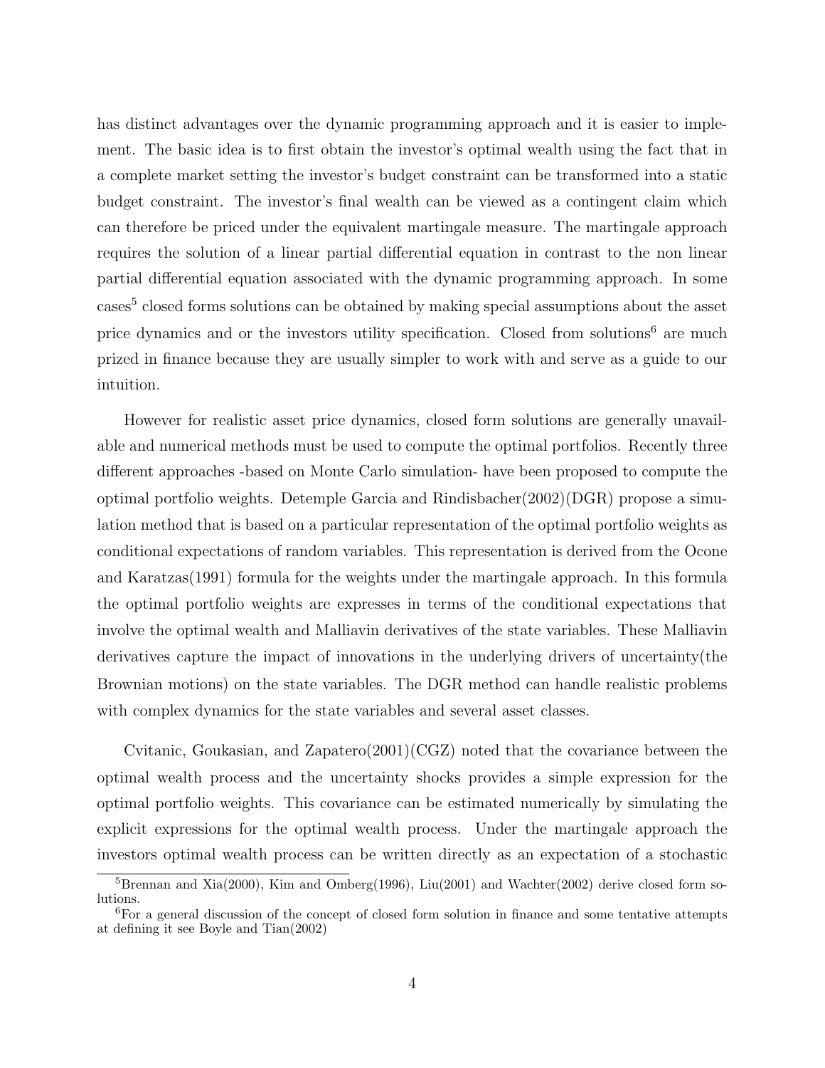has distinct advantages over the dynamic programming approach and it is easier to implement. The basic idea is to first obtain the investor's optimal wealth using the fact that in a complete market setting the investor's budget constraint can be transformed into a static budget constraint. The investor's final wealth can be viewed as a contingent claim which can therefore be priced under the equivalent martingale measure. The martingale approach requires the solution of a linear partial differential equation in contrast to the non linear partial differential equation associated with the dynamic programming approach. In some cases[5] closed forms solutions can be obtained by making special assumptions about the asset price dynamics and or the investors utility specification. Closed from solutions[6] are much prized in finance because they are usually simpler to work with and serve as a guide to our intuition.

However for realistic asset price dynamics, closed form solutions are generally unavailable and numerical methods must be used to compute the optimal portfolios. Recently three different approaches -based on Monte Carlo simulation- have been proposed to compute the optimal portfolio weights. Detemple Garcia and Rindisbacher(2002)(DGR) propose a simulation method that is based on a particular representation of the optimal portfolio weights as conditional expectations of random variables. This representation is derived from the Ocone and Karatzas(1991) formula for the weights under the martingale approach. In this formula the optimal portfolio weights are expresses in terms of the conditional expectations that involve the optimal wealth and Malliavin derivatives of the state variables. These Malliavin derivatives capture the impact of innovations in the underlying drivers of uncertainty(the Brownian motions) on the state variables. The DGR method can handle realistic problems with complex dynamics for the state variables and several asset classes.

Cvitanic, Goukasian, and Zapatero(2001)(CGZ) noted that the covariance between the optimal wealth process and the uncertainty shocks provides a simple expression for the optimal portfolio weights. This covariance can be estimated numerically by simulating the explicit expressions for the optimal wealth process. Under the martingale approach the investors optimal wealth process can be written directly as an expectation of a stochastic

[5] Brennan and Xia(2000), Kim and Omberg(1996), Liu(2001) and Wachter(2002) derive closed form solutions.

[6] For a general discussion of the concept of closed form solution in finance and some tentative attempts at defining it see Boyle and Tian(2002)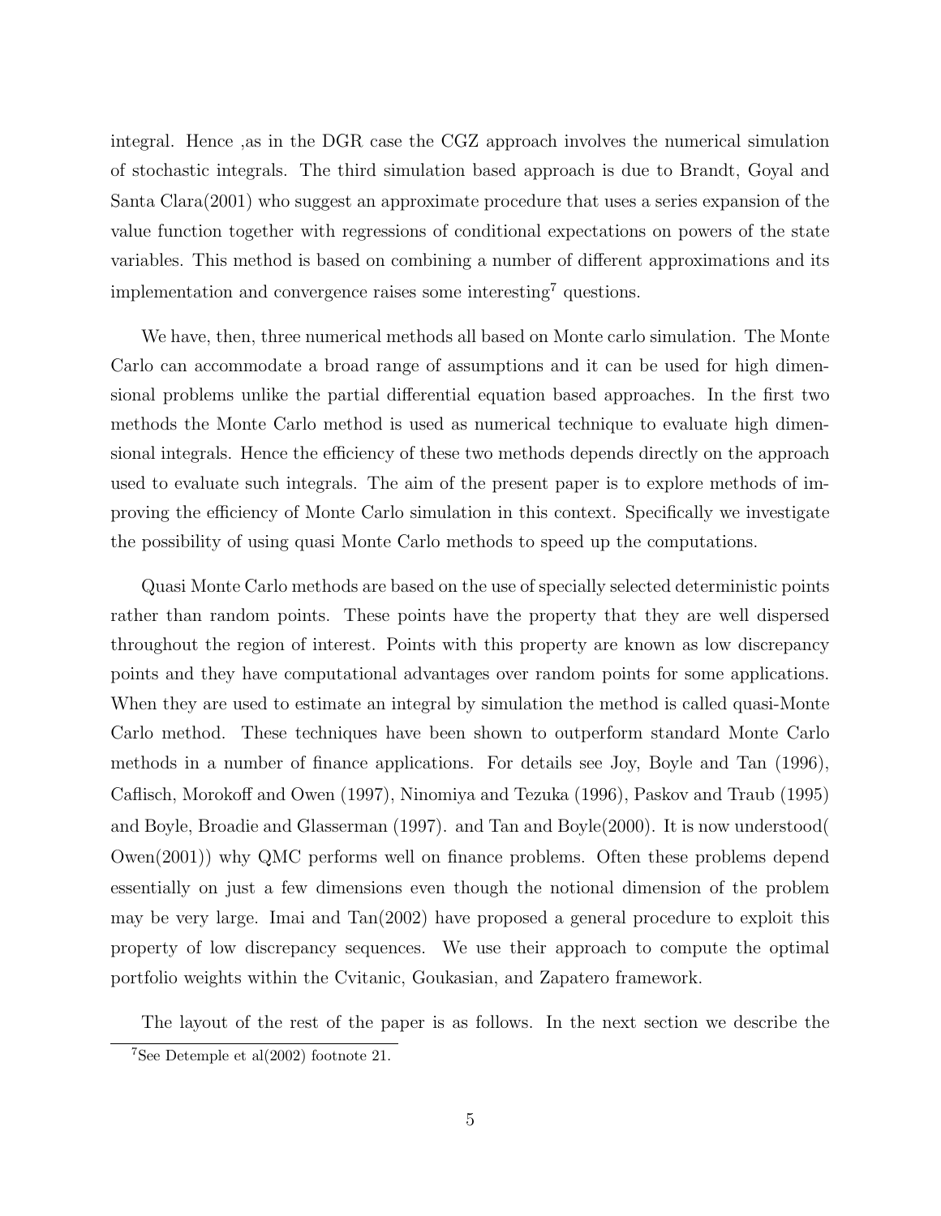integral. Hence ,as in the DGR case the CGZ approach involves the numerical simulation of stochastic integrals. The third simulation based approach is due to Brandt, Goyal and Santa Clara(2001) who suggest an approximate procedure that uses a series expansion of the value function together with regressions of conditional expectations on powers of the state variables. This method is based on combining a number of different approximations and its implementation and convergence raises some interesting[7] questions.

We have, then, three numerical methods all based on Monte carlo simulation. The Monte Carlo can accommodate a broad range of assumptions and it can be used for high dimensional problems unlike the partial differential equation based approaches. In the first two methods the Monte Carlo method is used as numerical technique to evaluate high dimensional integrals. Hence the efficiency of these two methods depends directly on the approach used to evaluate such integrals. The aim of the present paper is to explore methods of improving the efficiency of Monte Carlo simulation in this context. Specifically we investigate the possibility of using quasi Monte Carlo methods to speed up the computations.

Quasi Monte Carlo methods are based on the use of specially selected deterministic points rather than random points. These points have the property that they are well dispersed throughout the region of interest. Points with this property are known as low discrepancy points and they have computational advantages over random points for some applications. When they are used to estimate an integral by simulation the method is called quasi-Monte Carlo method. These techniques have been shown to outperform standard Monte Carlo methods in a number of finance applications. For details see Joy, Boyle and Tan (1996), Caflisch, Morokoff and Owen (1997), Ninomiya and Tezuka (1996), Paskov and Traub (1995) and Boyle, Broadie and Glasserman (1997). and Tan and Boyle(2000). It is now understood( Owen(2001)) why QMC performs well on finance problems. Often these problems depend essentially on just a few dimensions even though the notional dimension of the problem may be very large. Imai and Tan(2002) have proposed a general procedure to exploit this property of low discrepancy sequences. We use their approach to compute the optimal portfolio weights within the Cvitanic, Goukasian, and Zapatero framework.

The layout of the rest of the paper is as follows. In the next section we describe the

[7] See Detemple et al(2002) footnote 21.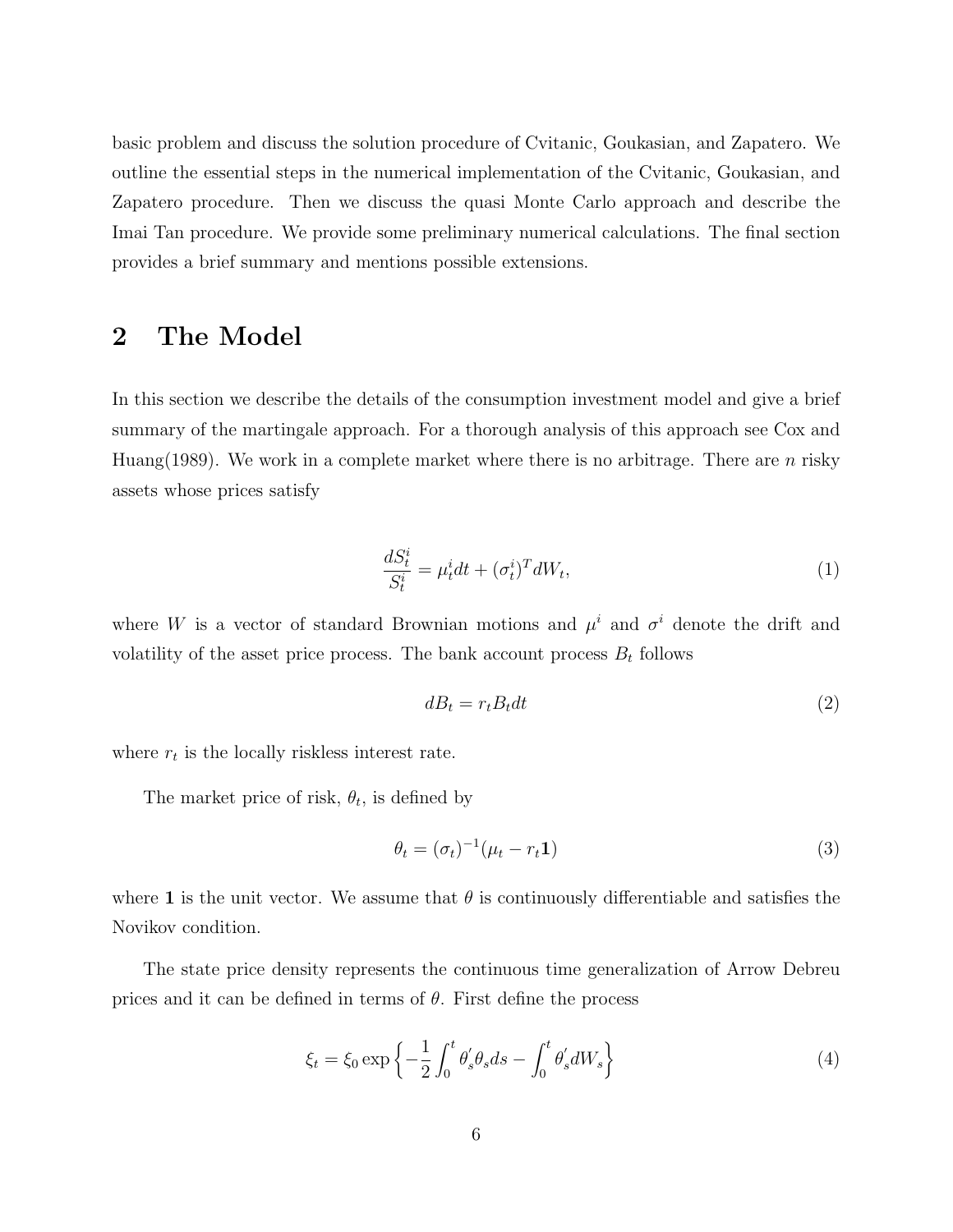basic problem and discuss the solution procedure of Cvitanic, Goukasian, and Zapatero. We outline the essential steps in the numerical implementation of the Cvitanic, Goukasian, and Zapatero procedure. Then we discuss the quasi Monte Carlo approach and describe the Imai Tan procedure. We provide some preliminary numerical calculations. The final section provides a brief summary and mentions possible extensions.

## 2 The Model

In this section we describe the details of the consumption investment model and give a brief summary of the martingale approach. For a thorough analysis of this approach see Cox and Huang(1989). We work in a complete market where there is no arbitrage. There are $n$ risky assets whose prices satisfy

$$\frac{dS_t^i}{S_t^i} = \mu_t^i dt + (\sigma_t^i)^T dW_t, \tag{1}$$

where $W$ is a vector of standard Brownian motions and $\mu^i$ and $\sigma^i$ denote the drift and volatility of the asset price process. The bank account process $B_t$ follows

$$dB_t = r_t B_t dt \tag{2}$$

where $r_t$ is the locally riskless interest rate.

The market price of risk, $\theta_t$, is defined by

$$\theta_t = (\sigma_t)^{-1}(\mu_t - r_t \mathbf{1}) \tag{3}$$

where $\mathbf{1}$ is the unit vector. We assume that $\theta$ is continuously differentiable and satisfies the Novikov condition.

The state price density represents the continuous time generalization of Arrow Debreu prices and it can be defined in terms of $\theta$. First define the process

$$\xi_t = \xi_0 \exp\left\{-\frac{1}{2}\int_0^t \theta_s' \theta_s ds - \int_0^t \theta_s' dW_s\right\} \tag{4}$$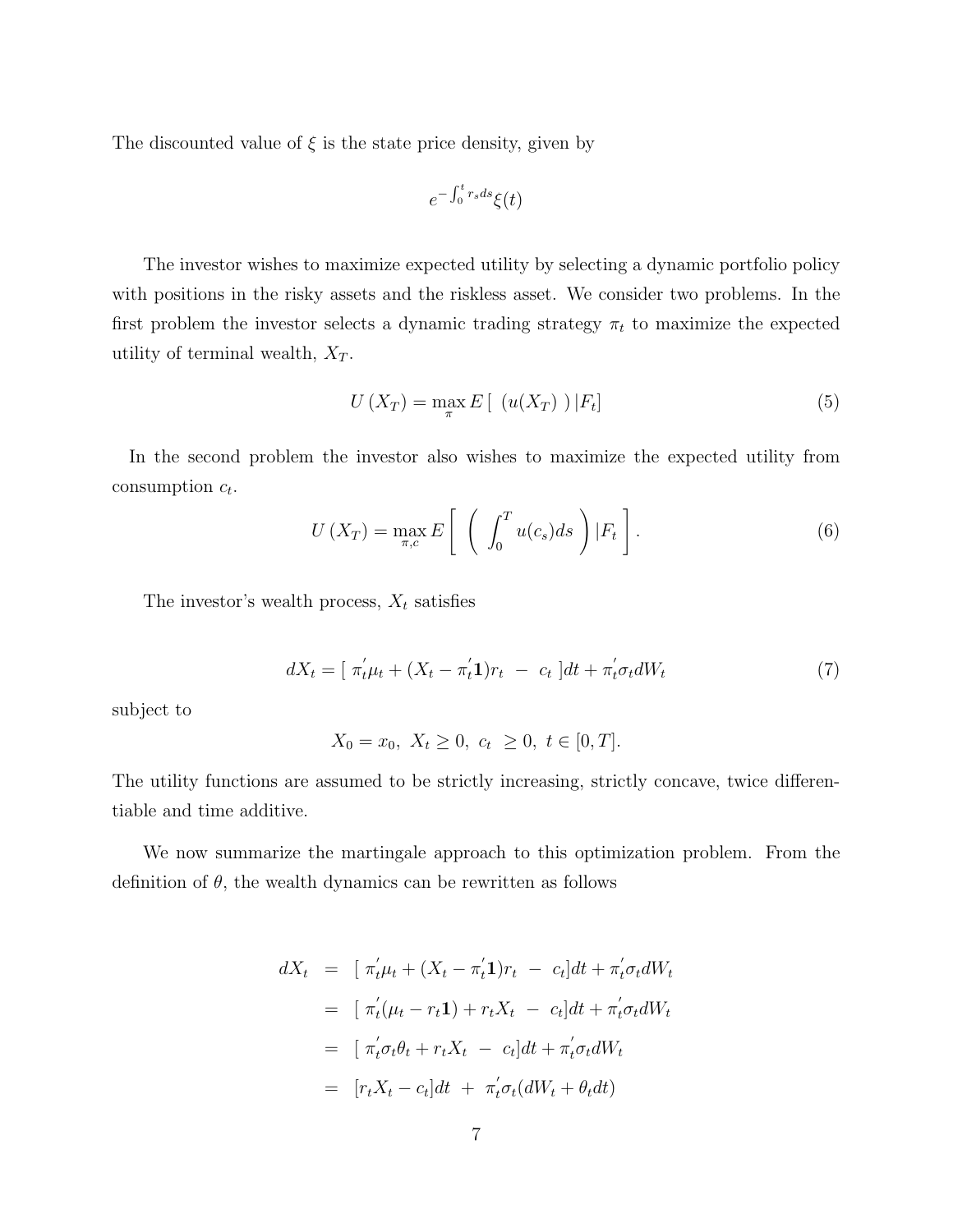The discounted value of $\xi$ is the state price density, given by

$$
e^{-\int_0^t r_s ds} \xi(t)
$$

The investor wishes to maximize expected utility by selecting a dynamic portfolio policy with positions in the risky assets and the riskless asset. We consider two problems. In the first problem the investor selects a dynamic trading strategy $\pi_t$ to maximize the expected utility of terminal wealth, $X_T$.

$$
U(X_T) = \max_{\pi} E\left[\ (u(X_T))\ |F_t\right] \tag{5}
$$

In the second problem the investor also wishes to maximize the expected utility from consumption $c_t$.

$$
U(X_T) = \max_{\pi, c} E\left[\ \left(\ \int_0^T u(c_s) ds\right) |F_t\ \right]. \tag{6}
$$

The investor's wealth process, $X_t$ satisfies

$$
dX_t = [\ \pi_t^{'} \mu_t + (X_t - \pi_t^{'} \mathbf{1}) r_t\ -\ c_t\ ] dt + \pi_t^{'} \sigma_t dW_t \tag{7}
$$

subject to

$$
X_0 = x_0,\ X_t \geq 0,\ c_t\ \geq 0,\ t \in [0, T].
$$

The utility functions are assumed to be strictly increasing, strictly concave, twice differentiable and time additive.

We now summarize the martingale approach to this optimization problem. From the definition of $\theta$, the wealth dynamics can be rewritten as follows

$$
\begin{aligned}
dX_t &= [\ \pi_t^{'} \mu_t + (X_t - \pi_t^{'} \mathbf{1}) r_t\ -\ c_t] dt + \pi_t^{'} \sigma_t dW_t \\
&= [\ \pi_t^{'} (\mu_t - r_t \mathbf{1}) + r_t X_t\ -\ c_t] dt + \pi_t^{'} \sigma_t dW_t \\
&= [\ \pi_t^{'} \sigma_t \theta_t + r_t X_t\ -\ c_t] dt + \pi_t^{'} \sigma_t dW_t \\
&= [r_t X_t - c_t] dt\ +\ \pi_t^{'} \sigma_t (dW_t + \theta_t dt)
\end{aligned}
$$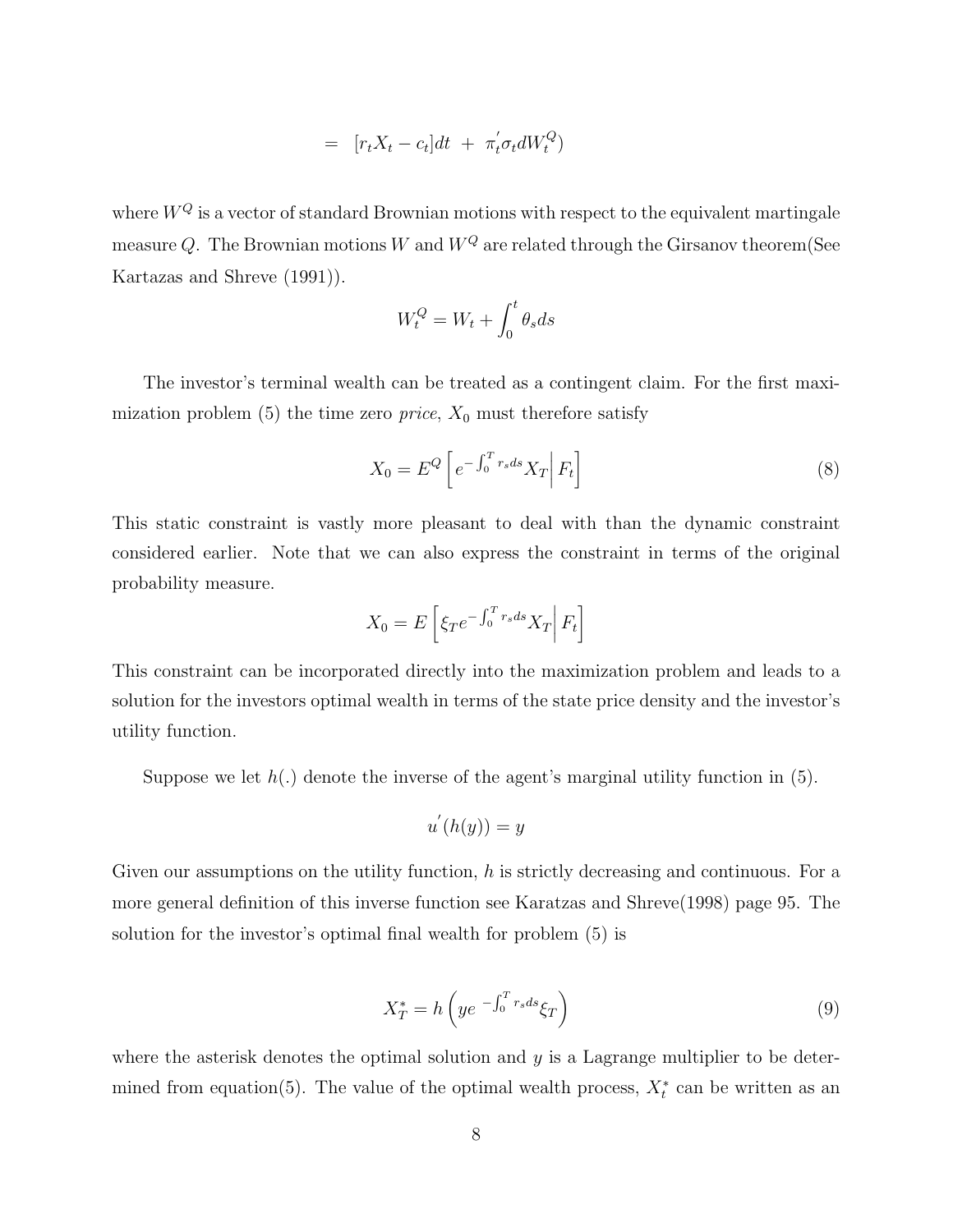$$= \quad [r_t X_t - c_t]dt \; + \; \pi_t^{'} \sigma_t dW_t^Q)$$

where $W^Q$ is a vector of standard Brownian motions with respect to the equivalent martingale measure $Q$. The Brownian motions $W$ and $W^Q$ are related through the Girsanov theorem(See Kartazas and Shreve (1991)).

$$W_t^Q = W_t + \int_0^t \theta_s ds$$

The investor's terminal wealth can be treated as a contingent claim. For the first maximization problem (5) the time zero *price*, $X_0$ must therefore satisfy

$$X_0 = E^Q \left[ e^{-\int_0^T r_s ds} X_T \middle| F_t \right] \tag{8}$$

This static constraint is vastly more pleasant to deal with than the dynamic constraint considered earlier. Note that we can also express the constraint in terms of the original probability measure.

$$X_0 = E \left[ \xi_T e^{-\int_0^T r_s ds} X_T \middle| F_t \right]$$

This constraint can be incorporated directly into the maximization problem and leads to a solution for the investors optimal wealth in terms of the state price density and the investor's utility function.

Suppose we let $h(.)$ denote the inverse of the agent's marginal utility function in (5).

$$u^{'}(h(y)) = y$$

Given our assumptions on the utility function, $h$ is strictly decreasing and continuous. For a more general definition of this inverse function see Karatzas and Shreve(1998) page 95. The solution for the investor's optimal final wealth for problem (5) is

$$X_T^* = h \left( y e^{\; -\int_0^T r_s ds} \xi_T \right) \tag{9}$$

where the asterisk denotes the optimal solution and $y$ is a Lagrange multiplier to be determined from equation(5). The value of the optimal wealth process, $X_t^*$ can be written as an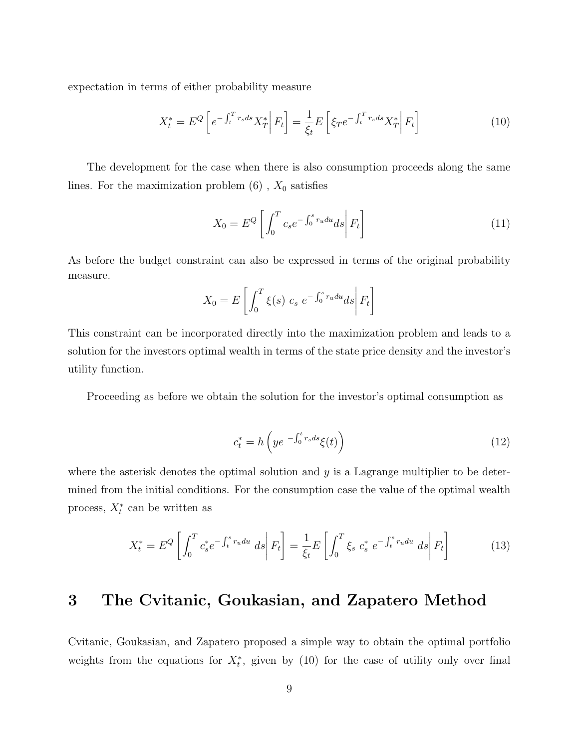expectation in terms of either probability measure

$$X_t^* = E^Q \left[ e^{-\int_t^T r_s ds} X_T^* \middle| F_t \right] = \frac{1}{\xi_t} E \left[ \xi_T e^{-\int_t^T r_s ds} X_T^* \middle| F_t \right] \tag{10}$$

The development for the case when there is also consumption proceeds along the same lines. For the maximization problem (6) , $X_0$ satisfies

$$X_0 = E^Q \left[ \int_0^T c_s e^{-\int_0^s r_u du} ds \middle| F_t \right] \tag{11}$$

As before the budget constraint can also be expressed in terms of the original probability measure.

$$X_0 = E \left[ \int_0^T \xi(s) \ c_s \ e^{-\int_0^s r_u du} ds \middle| F_t \right]$$

This constraint can be incorporated directly into the maximization problem and leads to a solution for the investors optimal wealth in terms of the state price density and the investor's utility function.

Proceeding as before we obtain the solution for the investor's optimal consumption as

$$c_t^* = h \left( y e^{\ -\int_0^t r_s ds} \xi(t) \right) \tag{12}$$

where the asterisk denotes the optimal solution and $y$ is a Lagrange multiplier to be determined from the initial conditions. For the consumption case the value of the optimal wealth process, $X_t^*$ can be written as

$$X_t^* = E^Q \left[ \int_0^T c_s^* e^{-\int_t^s r_u du} \ ds \middle| F_t \right] = \frac{1}{\xi_t} E \left[ \int_0^T \xi_s \ c_s^* \ e^{-\int_t^s r_u du} \ ds \middle| F_t \right] \tag{13}$$

# 3 The Cvitanic, Goukasian, and Zapatero Method

Cvitanic, Goukasian, and Zapatero proposed a simple way to obtain the optimal portfolio weights from the equations for $X_t^*$, given by (10) for the case of utility only over final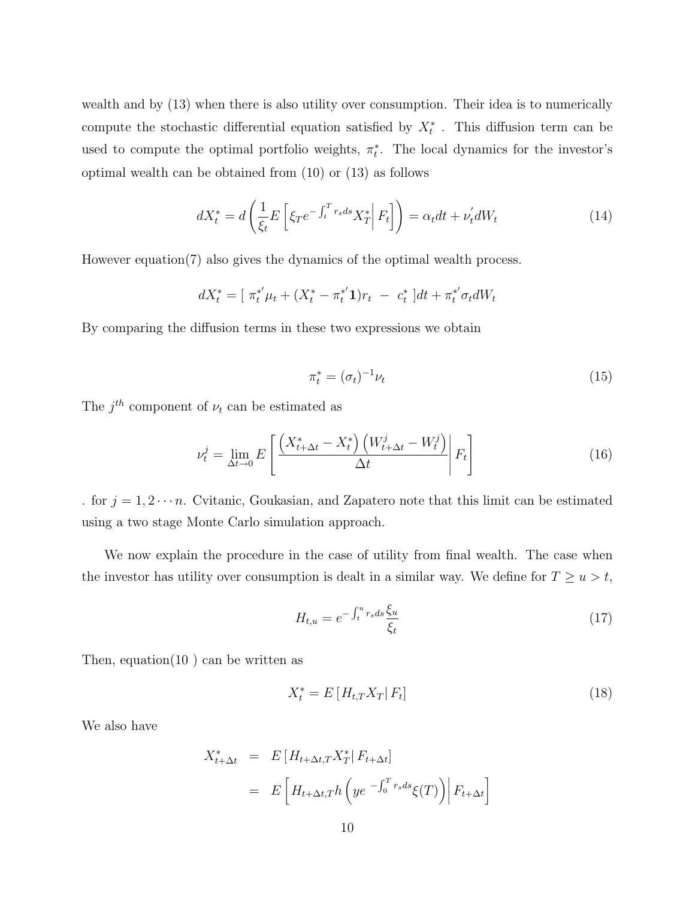wealth and by (13) when there is also utility over consumption. Their idea is to numerically compute the stochastic differential equation satisfied by $X_t^*$ . This diffusion term can be used to compute the optimal portfolio weights, $\pi_t^*$. The local dynamics for the investor's optimal wealth can be obtained from (10) or (13) as follows

$$dX_t^* = d\left(\frac{1}{\xi_t} E\left[\xi_T e^{-\int_t^T r_s ds} X_T^* \middle| F_t\right]\right) = \alpha_t dt + \nu_t^{'} dW_t \tag{14}$$

However equation(7) also gives the dynamics of the optimal wealth process.

$$dX_t^* = [\ \pi_t^{*'} \mu_t + (X_t^* - \pi_t^{*'} \mathbf{1}) r_t \ - \ c_t^* \ ] dt + \pi_t^{*'} \sigma_t dW_t$$

By comparing the diffusion terms in these two expressions we obtain

$$\pi_t^* = (\sigma_t)^{-1} \nu_t \tag{15}$$

The $j^{th}$ component of $\nu_t$ can be estimated as

$$\nu_t^j = \lim_{\Delta t \to 0} E\left[\frac{\left(X_{t+\Delta t}^* - X_t^*\right)\left(W_{t+\Delta t}^j - W_t^j\right)}{\Delta t} \middle| F_t\right] \tag{16}$$

. for $j = 1, 2 \cdots n$. Cvitanic, Goukasian, and Zapatero note that this limit can be estimated using a two stage Monte Carlo simulation approach.

We now explain the procedure in the case of utility from final wealth. The case when the investor has utility over consumption is dealt in a similar way. We define for $T \geq u > t$,

$$H_{t,u} = e^{-\int_t^u r_s ds} \frac{\xi_u}{\xi_t} \tag{17}$$

Then, equation(10 ) can be written as

$$X_t^* = E\left[H_{t,T} X_T \middle| F_t\right] \tag{18}$$

We also have

$$\begin{aligned}
X_{t+\Delta t}^* &= E\left[H_{t+\Delta t,T} X_T^* \middle| F_{t+\Delta t}\right] \\
&= E\left[H_{t+\Delta t,T}\, h\left(y e^{-\int_0^T r_s ds} \xi(T)\right) \middle| F_{t+\Delta t}\right]
\end{aligned}$$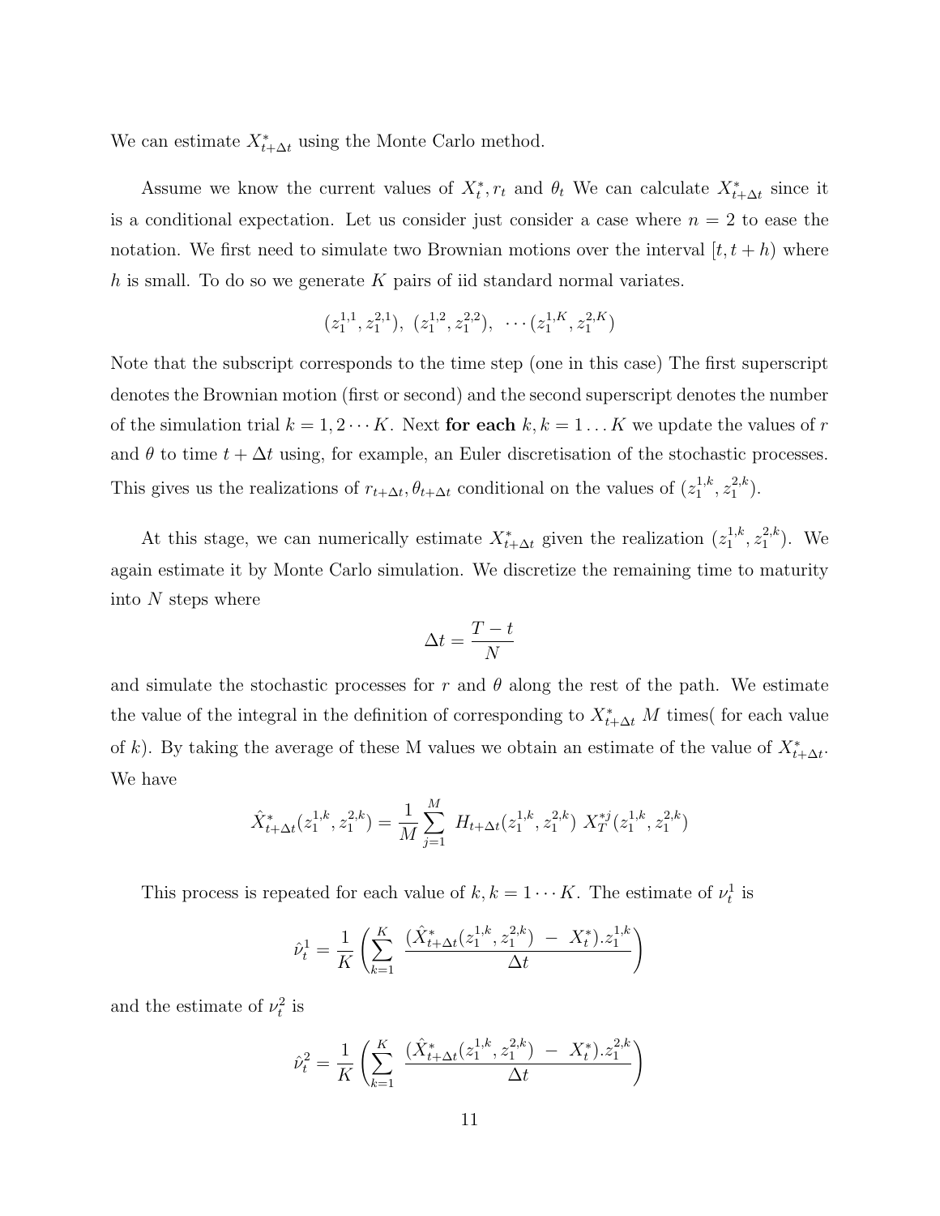We can estimate $X^*_{t+\Delta t}$ using the Monte Carlo method.

Assume we know the current values of $X^*_t, r_t$ and $\theta_t$ We can calculate $X^*_{t+\Delta t}$ since it is a conditional expectation. Let us consider just consider a case where $n = 2$ to ease the notation. We first need to simulate two Brownian motions over the interval $[t, t+h)$ where $h$ is small. To do so we generate $K$ pairs of iid standard normal variates.

$$(z_1^{1,1}, z_1^{2,1}),\ (z_1^{1,2}, z_1^{2,2}),\ \cdots (z_1^{1,K}, z_1^{2,K})$$

Note that the subscript corresponds to the time step (one in this case) The first superscript denotes the Brownian motion (first or second) and the second superscript denotes the number of the simulation trial $k = 1, 2 \cdots K$. Next **for each** $k, k = 1 \ldots K$ we update the values of $r$ and $\theta$ to time $t + \Delta t$ using, for example, an Euler discretisation of the stochastic processes. This gives us the realizations of $r_{t+\Delta t}, \theta_{t+\Delta t}$ conditional on the values of $(z_1^{1,k}, z_1^{2,k})$.

At this stage, we can numerically estimate $X^*_{t+\Delta t}$ given the realization $(z_1^{1,k}, z_1^{2,k})$. We again estimate it by Monte Carlo simulation. We discretize the remaining time to maturity into $N$ steps where

$$\Delta t = \frac{T-t}{N}$$

and simulate the stochastic processes for $r$ and $\theta$ along the rest of the path. We estimate the value of the integral in the definition of corresponding to $X^*_{t+\Delta t}$ $M$ times( for each value of $k$). By taking the average of these M values we obtain an estimate of the value of $X^*_{t+\Delta t}$. We have

$$\hat{X}^*_{t+\Delta t}(z_1^{1,k}, z_1^{2,k}) = \frac{1}{M}\sum_{j=1}^{M}\ H_{t+\Delta t}(z_1^{1,k}, z_1^{2,k})\ X_T^{*j}(z_1^{1,k}, z_1^{2,k})$$

This process is repeated for each value of $k, k = 1 \cdots K$. The estimate of $\nu_t^1$ is

$$\hat{\nu}_t^1 = \frac{1}{K}\left(\sum_{k=1}^{K}\ \frac{(\hat{X}^*_{t+\Delta t}(z_1^{1,k}, z_1^{2,k})\ -\ X^*_t).z_1^{1,k}}{\Delta t}\right)$$

and the estimate of $\nu_t^2$ is

$$\hat{\nu}_t^2 = \frac{1}{K}\left(\sum_{k=1}^{K}\ \frac{(\hat{X}^*_{t+\Delta t}(z_1^{1,k}, z_1^{2,k})\ -\ X^*_t).z_1^{2,k}}{\Delta t}\right)$$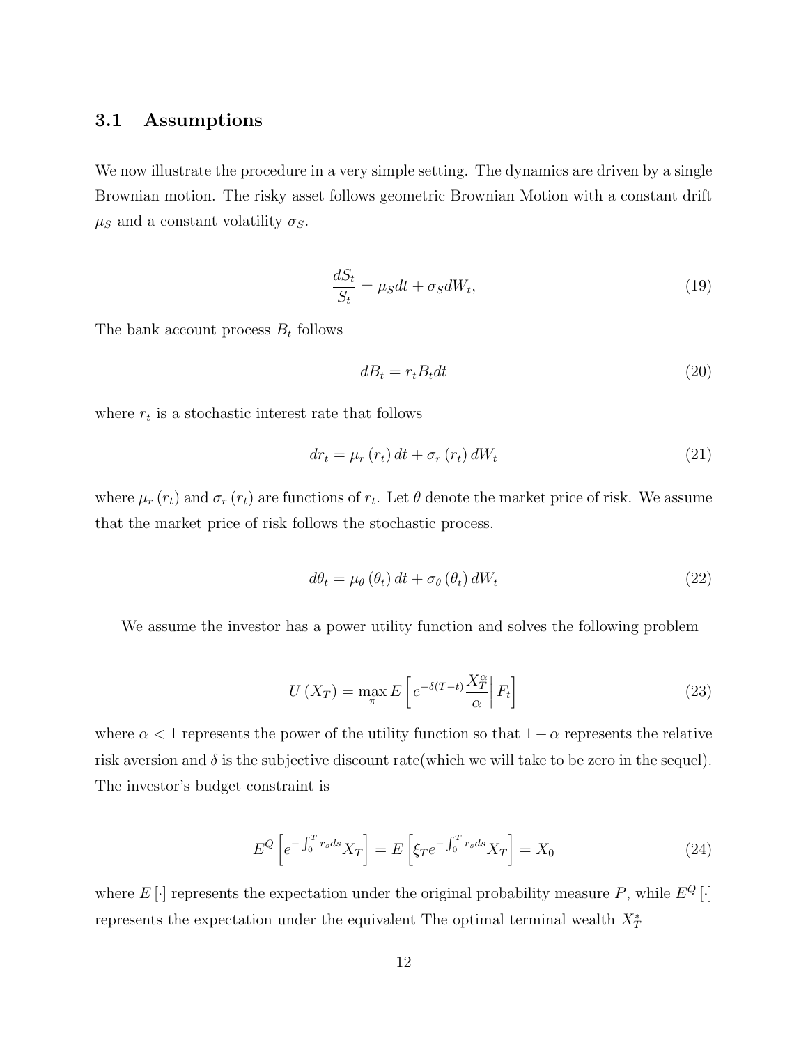### 3.1 Assumptions

We now illustrate the procedure in a very simple setting. The dynamics are driven by a single Brownian motion. The risky asset follows geometric Brownian Motion with a constant drift $\mu_S$ and a constant volatility $\sigma_S$.

$$\frac{dS_t}{S_t} = \mu_S dt + \sigma_S dW_t, \tag{19}$$

The bank account process $B_t$ follows

$$dB_t = r_t B_t dt \tag{20}$$

where $r_t$ is a stochastic interest rate that follows

$$dr_t = \mu_r(r_t) dt + \sigma_r(r_t) dW_t \tag{21}$$

where $\mu_r(r_t)$ and $\sigma_r(r_t)$ are functions of $r_t$. Let $\theta$ denote the market price of risk. We assume that the market price of risk follows the stochastic process.

$$d\theta_t = \mu_\theta(\theta_t) dt + \sigma_\theta(\theta_t) dW_t \tag{22}$$

We assume the investor has a power utility function and solves the following problem

$$U(X_T) = \max_\pi E\left[ e^{-\delta(T-t)} \frac{X_T^\alpha}{\alpha} \middle| F_t \right] \tag{23}$$

where $\alpha < 1$ represents the power of the utility function so that $1 - \alpha$ represents the relative risk aversion and $\delta$ is the subjective discount rate(which we will take to be zero in the sequel). The investor's budget constraint is

$$E^Q\left[ e^{-\int_0^T r_s ds} X_T \right] = E\left[ \xi_T e^{-\int_0^T r_s ds} X_T \right] = X_0 \tag{24}$$

where $E[\cdot]$ represents the expectation under the original probability measure $P$, while $E^Q[\cdot]$ represents the expectation under the equivalent The optimal terminal wealth $X_T^*$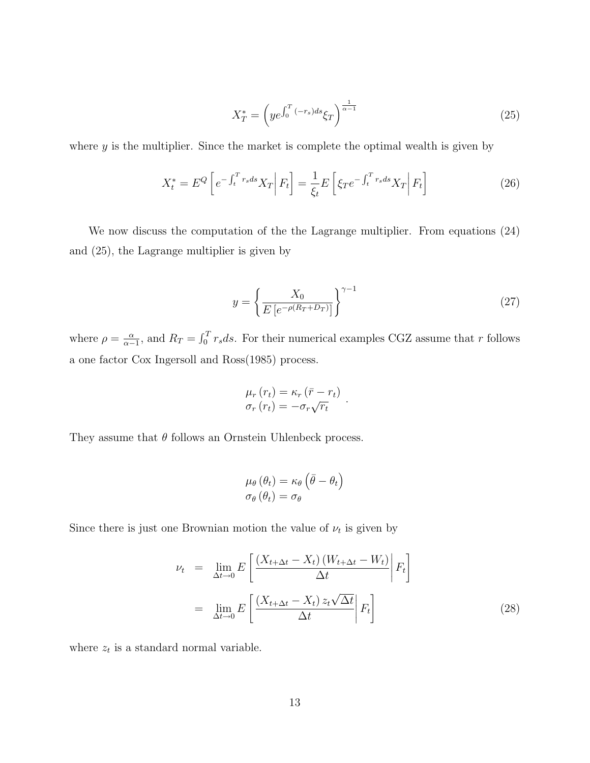$$X_T^* = \left( y e^{\int_0^T (-r_s) ds} \xi_T \right)^{\frac{1}{\alpha - 1}} \tag{25}$$

where $y$ is the multiplier. Since the market is complete the optimal wealth is given by

$$X_t^* = E^Q \left[ e^{-\int_t^T r_s ds} X_T \middle| F_t \right] = \frac{1}{\xi_t} E \left[ \xi_T e^{-\int_t^T r_s ds} X_T \middle| F_t \right] \tag{26}$$

We now discuss the computation of the the Lagrange multiplier. From equations (24) and (25), the Lagrange multiplier is given by

$$y = \left\{ \frac{X_0}{E\left[e^{-\rho(R_T + D_T)}\right]} \right\}^{\gamma - 1} \tag{27}$$

where $\rho = \frac{\alpha}{\alpha - 1}$, and $R_T = \int_0^T r_s ds$. For their numerical examples CGZ assume that $r$ follows a one factor Cox Ingersoll and Ross(1985) process.

$$\begin{array}{l} \mu_r(r_t) = \kappa_r (\bar{r} - r_t) \\ \sigma_r(r_t) = -\sigma_r \sqrt{r_t} \end{array}.$$

They assume that $\theta$ follows an Ornstein Uhlenbeck process.

$$\begin{array}{l} \mu_\theta(\theta_t) = \kappa_\theta \left( \bar{\theta} - \theta_t \right) \\ \sigma_\theta(\theta_t) = \sigma_\theta \end{array}$$

Since there is just one Brownian motion the value of $\nu_t$ is given by

$$\begin{aligned} \nu_t &= \lim_{\Delta t \to 0} E \left[ \frac{(X_{t+\Delta t} - X_t)(W_{t+\Delta t} - W_t)}{\Delta t} \middle| F_t \right] \\ &= \lim_{\Delta t \to 0} E \left[ \frac{(X_{t+\Delta t} - X_t) z_t \sqrt{\Delta t}}{\Delta t} \middle| F_t \right] \end{aligned} \tag{28}$$

where $z_t$ is a standard normal variable.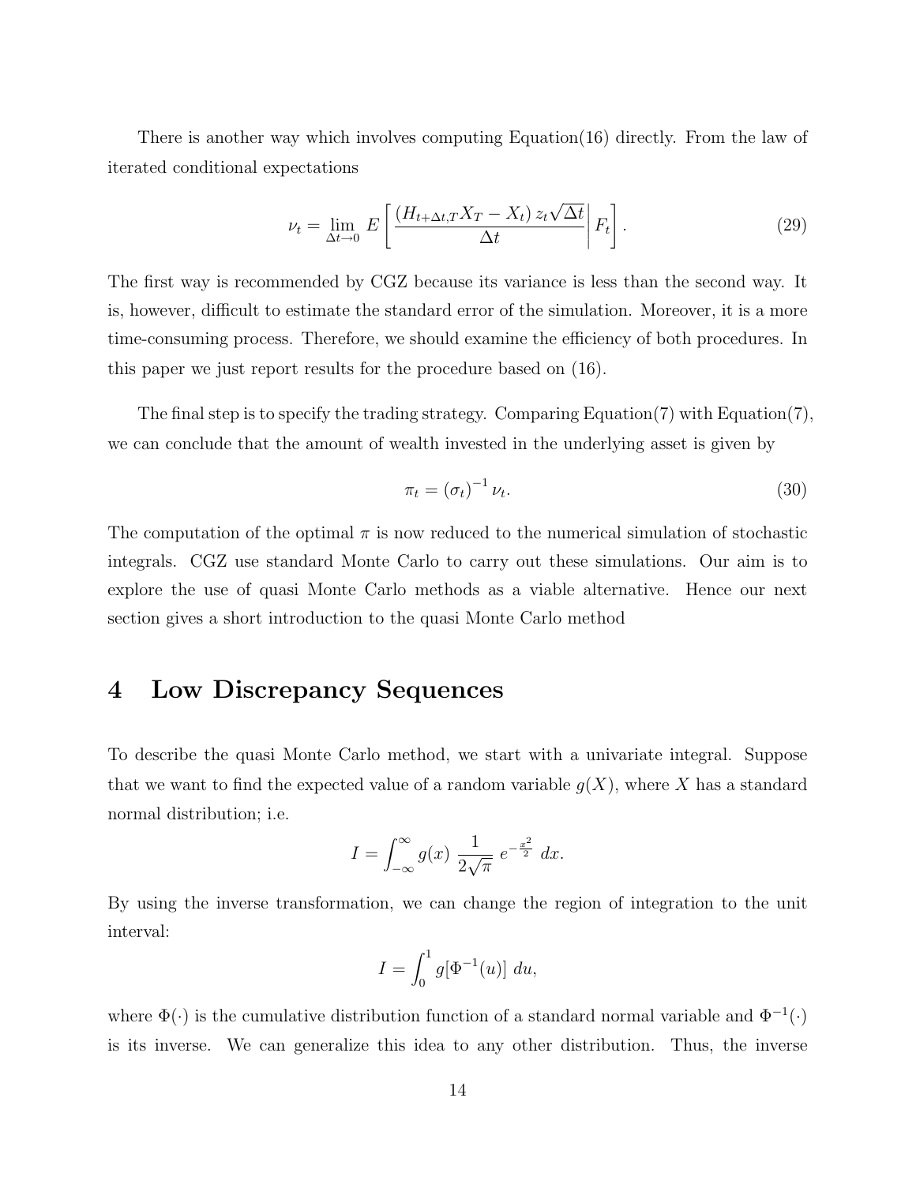There is another way which involves computing Equation(16) directly. From the law of iterated conditional expectations

$$\nu_t = \lim_{\Delta t \to 0} E\left[ \left. \frac{\left(H_{t+\Delta t,T} X_T - X_t\right) z_t \sqrt{\Delta t}}{\Delta t} \right| F_t \right]. \tag{29}$$

The first way is recommended by CGZ because its variance is less than the second way. It is, however, difficult to estimate the standard error of the simulation. Moreover, it is a more time-consuming process. Therefore, we should examine the efficiency of both procedures. In this paper we just report results for the procedure based on (16).

The final step is to specify the trading strategy. Comparing Equation(7) with Equation(7), we can conclude that the amount of wealth invested in the underlying asset is given by

$$\pi_t = (\sigma_t)^{-1} \nu_t. \tag{30}$$

The computation of the optimal $\pi$ is now reduced to the numerical simulation of stochastic integrals. CGZ use standard Monte Carlo to carry out these simulations. Our aim is to explore the use of quasi Monte Carlo methods as a viable alternative. Hence our next section gives a short introduction to the quasi Monte Carlo method

# 4 Low Discrepancy Sequences

To describe the quasi Monte Carlo method, we start with a univariate integral. Suppose that we want to find the expected value of a random variable $g(X)$, where $X$ has a standard normal distribution; i.e.

$$I = \int_{-\infty}^{\infty} g(x) \; \frac{1}{2\sqrt{\pi}} \; e^{-\frac{x^2}{2}} \; dx.$$

By using the inverse transformation, we can change the region of integration to the unit interval:

$$I = \int_0^1 g[\Phi^{-1}(u)] \; du,$$

where $\Phi(\cdot)$ is the cumulative distribution function of a standard normal variable and $\Phi^{-1}(\cdot)$ is its inverse. We can generalize this idea to any other distribution. Thus, the inverse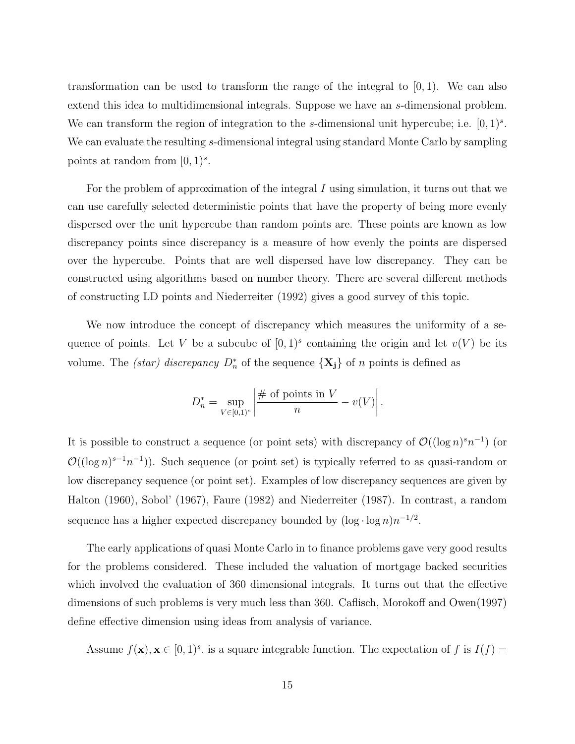transformation can be used to transform the range of the integral to $[0, 1)$. We can also extend this idea to multidimensional integrals. Suppose we have an $s$-dimensional problem. We can transform the region of integration to the $s$-dimensional unit hypercube; i.e. $[0, 1)^s$. We can evaluate the resulting $s$-dimensional integral using standard Monte Carlo by sampling points at random from $[0, 1)^s$.

For the problem of approximation of the integral $I$ using simulation, it turns out that we can use carefully selected deterministic points that have the property of being more evenly dispersed over the unit hypercube than random points are. These points are known as low discrepancy points since discrepancy is a measure of how evenly the points are dispersed over the hypercube. Points that are well dispersed have low discrepancy. They can be constructed using algorithms based on number theory. There are several different methods of constructing LD points and Niederreiter (1992) gives a good survey of this topic.

We now introduce the concept of discrepancy which measures the uniformity of a sequence of points. Let $V$ be a subcube of $[0, 1)^s$ containing the origin and let $v(V)$ be its volume. The *(star) discrepancy* $D_n^*$ of the sequence $\{\mathbf{X_j}\}$ of $n$ points is defined as

$$D_n^* = \sup_{V \in [0,1)^s} \left| \frac{\# \text{ of points in } V}{n} - v(V) \right|.$$

It is possible to construct a sequence (or point sets) with discrepancy of $\mathcal{O}((\log n)^s n^{-1})$ (or $\mathcal{O}((\log n)^{s-1} n^{-1})$). Such sequence (or point set) is typically referred to as quasi-random or low discrepancy sequence (or point set). Examples of low discrepancy sequences are given by Halton (1960), Sobol' (1967), Faure (1982) and Niederreiter (1987). In contrast, a random sequence has a higher expected discrepancy bounded by $(\log \cdot \log n) n^{-1/2}$.

The early applications of quasi Monte Carlo in to finance problems gave very good results for the problems considered. These included the valuation of mortgage backed securities which involved the evaluation of 360 dimensional integrals. It turns out that the effective dimensions of such problems is very much less than 360. Caflisch, Morokoff and Owen(1997) define effective dimension using ideas from analysis of variance.

Assume $f(\mathbf{x}), \mathbf{x} \in [0, 1)^s$. is a square integrable function. The expectation of $f$ is $I(f) =$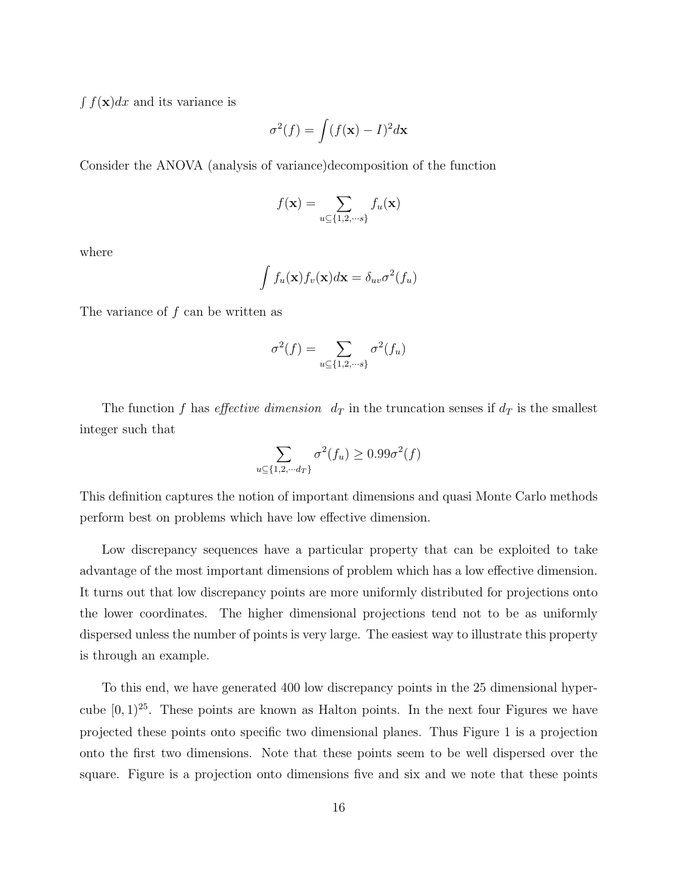$\int f(\mathbf{x})dx$ and its variance is

$$\sigma^2(f) = \int (f(\mathbf{x}) - I)^2 d\mathbf{x}$$

Consider the ANOVA (analysis of variance)decomposition of the function

$$f(\mathbf{x}) = \sum_{u \subseteq \{1,2,\cdots s\}} f_u(\mathbf{x})$$

where

$$\int f_u(\mathbf{x}) f_v(\mathbf{x}) d\mathbf{x} = \delta_{uv} \sigma^2(f_u)$$

The variance of $f$ can be written as

$$\sigma^2(f) = \sum_{u \subseteq \{1,2,\cdots s\}} \sigma^2(f_u)$$

The function $f$ has *effective dimension* $d_T$ in the truncation senses if $d_T$ is the smallest integer such that

$$\sum_{u \subseteq \{1,2,\cdots d_T\}} \sigma^2(f_u) \geq 0.99 \sigma^2(f)$$

This definition captures the notion of important dimensions and quasi Monte Carlo methods perform best on problems which have low effective dimension.

Low discrepancy sequences have a particular property that can be exploited to take advantage of the most important dimensions of problem which has a low effective dimension. It turns out that low discrepancy points are more uniformly distributed for projections onto the lower coordinates. The higher dimensional projections tend not to be as uniformly dispersed unless the number of points is very large. The easiest way to illustrate this property is through an example.

To this end, we have generated 400 low discrepancy points in the 25 dimensional hypercube $[0,1)^{25}$. These points are known as Halton points. In the next four Figures we have projected these points onto specific two dimensional planes. Thus Figure 1 is a projection onto the first two dimensions. Note that these points seem to be well dispersed over the square. Figure is a projection onto dimensions five and six and we note that these points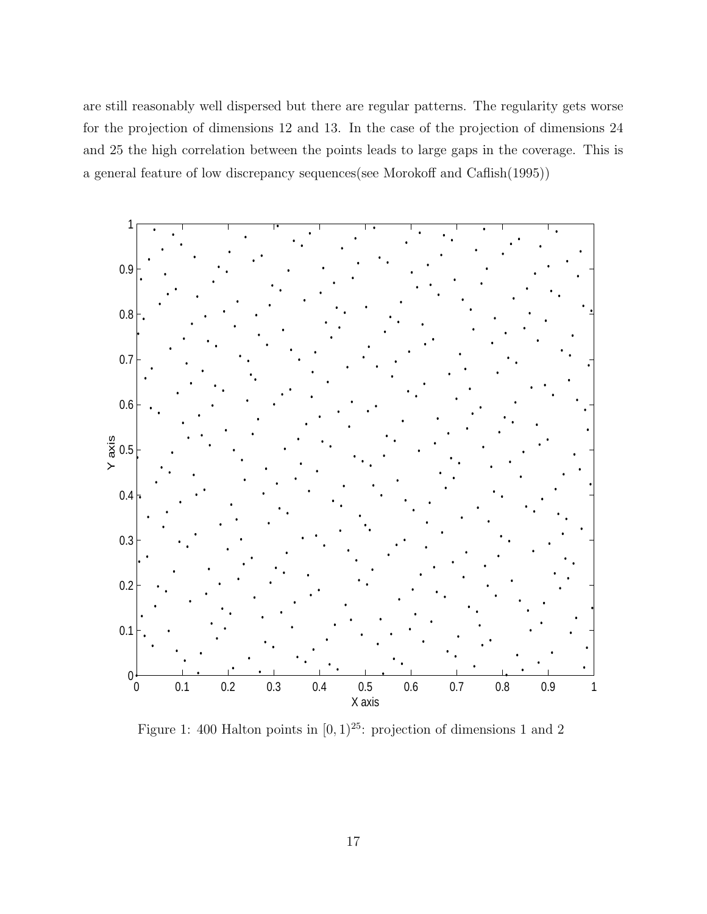are still reasonably well dispersed but there are regular patterns. The regularity gets worse for the projection of dimensions 12 and 13. In the case of the projection of dimensions 24 and 25 the high correlation between the points leads to large gaps in the coverage. This is a general feature of low discrepancy sequences(see Morokoff and Caflish(1995))

Figure 1: 400 Halton points in $[0, 1)^{25}$: projection of dimensions 1 and 2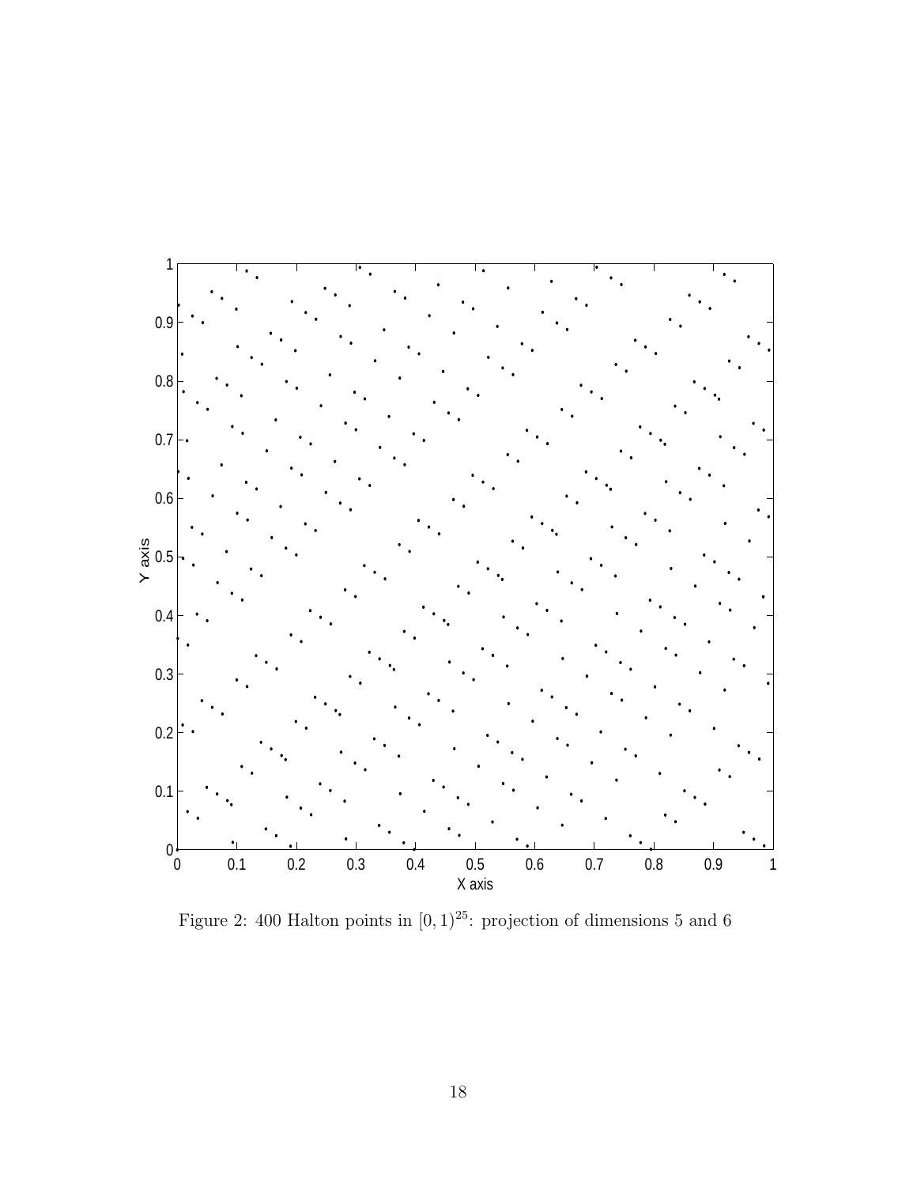Figure 2: 400 Halton points in $[0, 1)^{25}$: projection of dimensions 5 and 6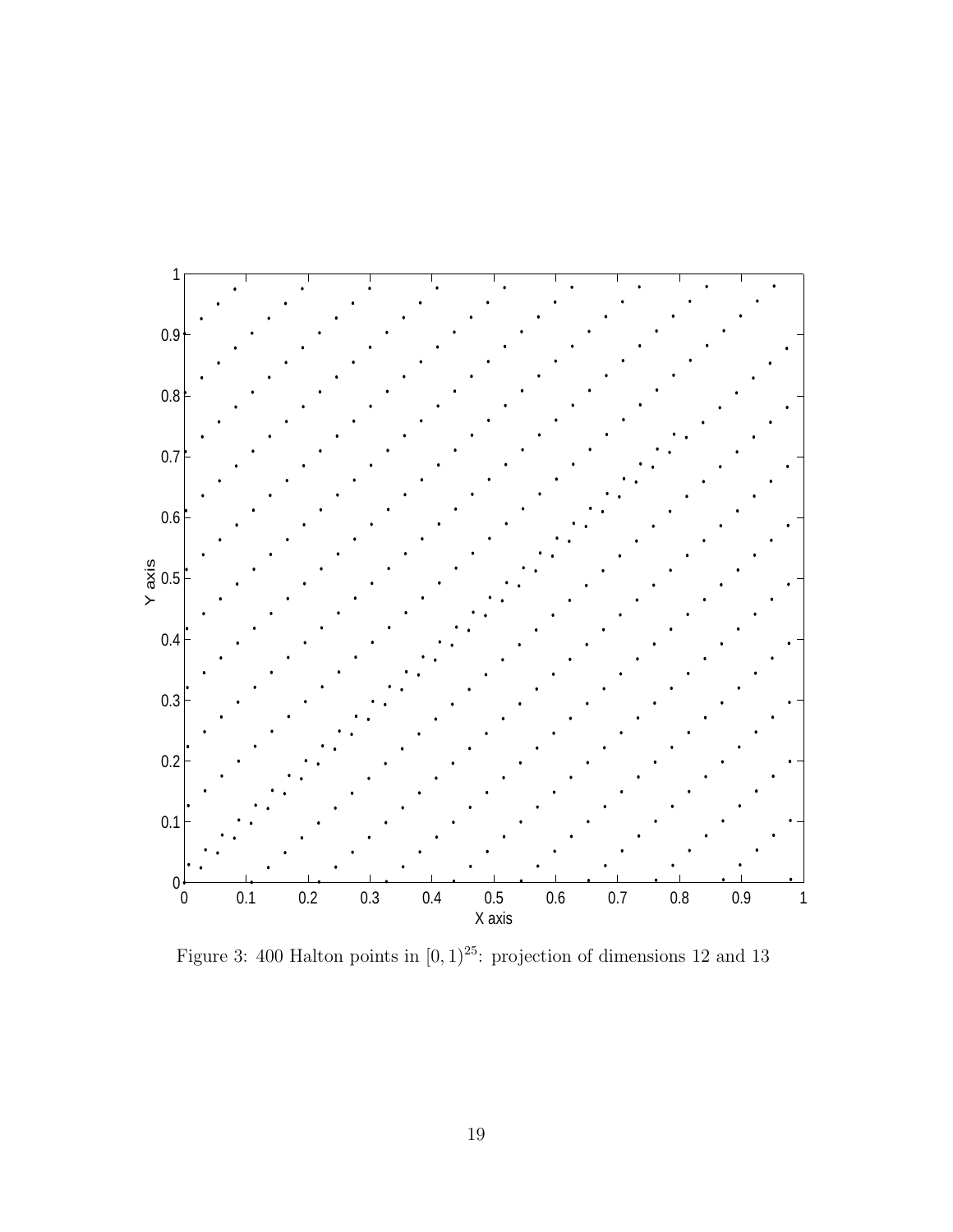Figure 3: 400 Halton points in $[0, 1)^{25}$: projection of dimensions 12 and 13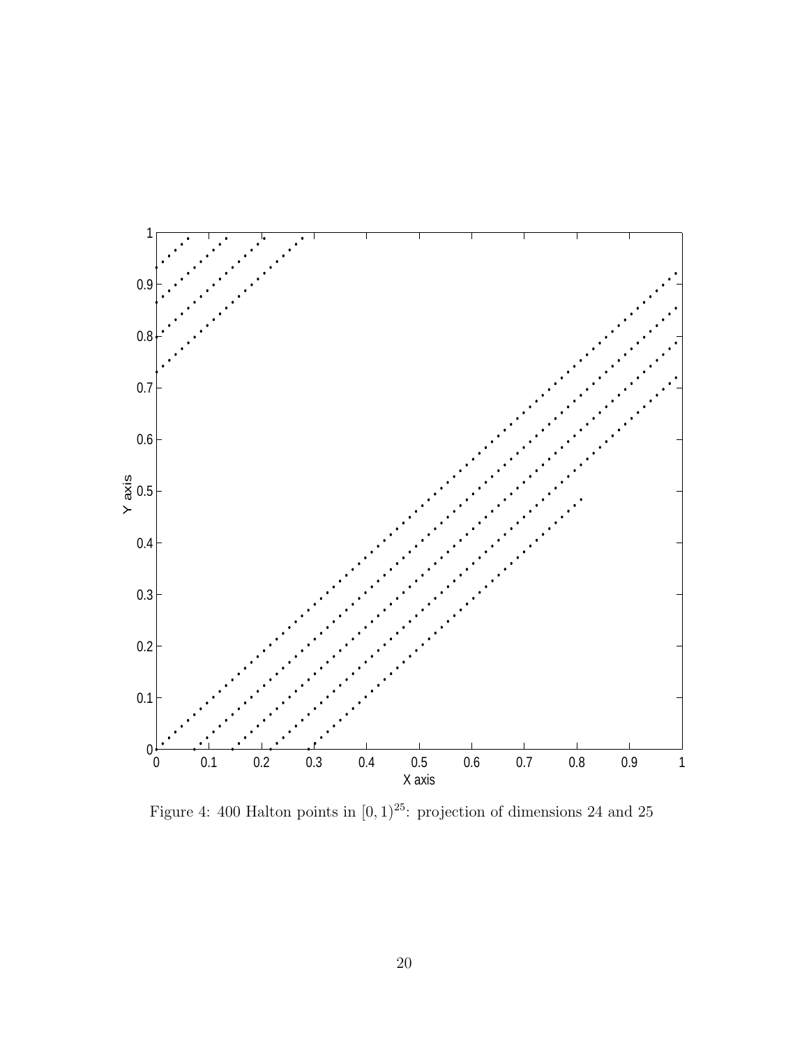Figure 4: 400 Halton points in $[0, 1)^{25}$: projection of dimensions 24 and 25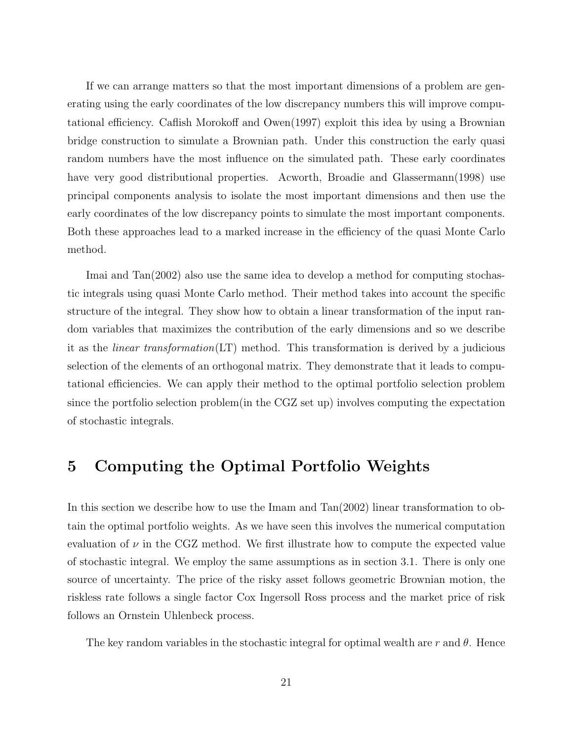If we can arrange matters so that the most important dimensions of a problem are generating using the early coordinates of the low discrepancy numbers this will improve computational efficiency. Caflish Morokoff and Owen(1997) exploit this idea by using a Brownian bridge construction to simulate a Brownian path. Under this construction the early quasi random numbers have the most influence on the simulated path. These early coordinates have very good distributional properties. Acworth, Broadie and Glassermann(1998) use principal components analysis to isolate the most important dimensions and then use the early coordinates of the low discrepancy points to simulate the most important components. Both these approaches lead to a marked increase in the efficiency of the quasi Monte Carlo method.

Imai and Tan(2002) also use the same idea to develop a method for computing stochastic integrals using quasi Monte Carlo method. Their method takes into account the specific structure of the integral. They show how to obtain a linear transformation of the input random variables that maximizes the contribution of the early dimensions and so we describe it as the *linear transformation*(LT) method. This transformation is derived by a judicious selection of the elements of an orthogonal matrix. They demonstrate that it leads to computational efficiencies. We can apply their method to the optimal portfolio selection problem since the portfolio selection problem(in the CGZ set up) involves computing the expectation of stochastic integrals.

# 5 Computing the Optimal Portfolio Weights

In this section we describe how to use the Imam and Tan(2002) linear transformation to obtain the optimal portfolio weights. As we have seen this involves the numerical computation evaluation of $\nu$ in the CGZ method. We first illustrate how to compute the expected value of stochastic integral. We employ the same assumptions as in section 3.1. There is only one source of uncertainty. The price of the risky asset follows geometric Brownian motion, the riskless rate follows a single factor Cox Ingersoll Ross process and the market price of risk follows an Ornstein Uhlenbeck process.

The key random variables in the stochastic integral for optimal wealth are $r$ and $\theta$. Hence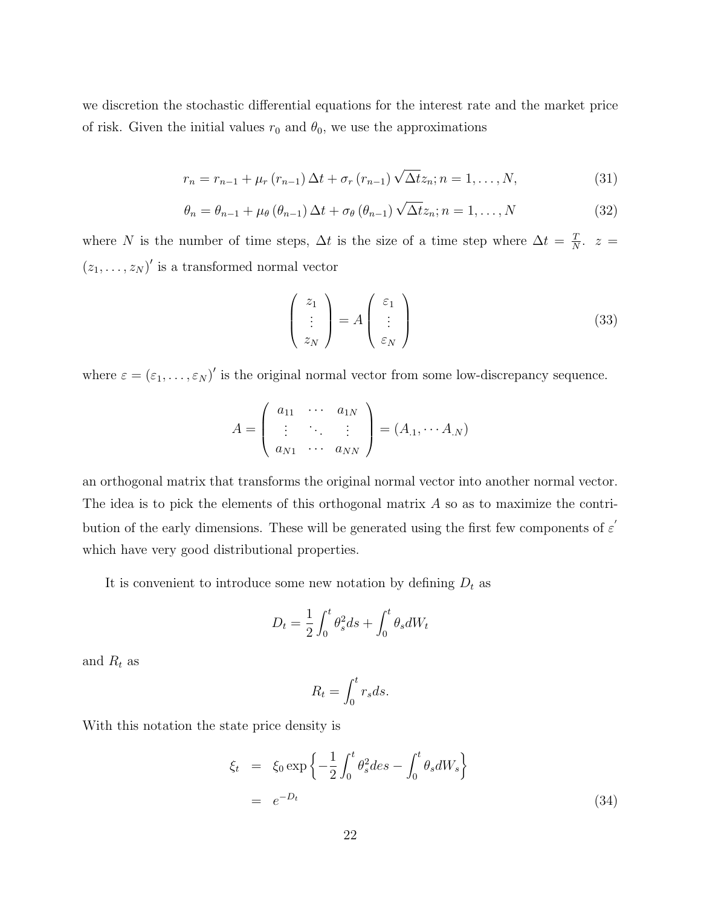we discretion the stochastic differential equations for the interest rate and the market price of risk. Given the initial values $r_0$ and $\theta_0$, we use the approximations

$$r_n = r_{n-1} + \mu_r\left(r_{n-1}\right)\Delta t + \sigma_r\left(r_{n-1}\right)\sqrt{\Delta t} z_n; n = 1, \ldots, N, \tag{31}$$

$$\theta_n = \theta_{n-1} + \mu_\theta\left(\theta_{n-1}\right)\Delta t + \sigma_\theta\left(\theta_{n-1}\right)\sqrt{\Delta t} z_n; n = 1, \ldots, N \tag{32}$$

where $N$ is the number of time steps, $\Delta t$ is the size of a time step where $\Delta t = \frac{T}{N}$. $z = (z_1, \ldots, z_N)'$ is a transformed normal vector

$$\begin{pmatrix} z_1 \\ \vdots \\ z_N \end{pmatrix} = A \begin{pmatrix} \varepsilon_1 \\ \vdots \\ \varepsilon_N \end{pmatrix} \tag{33}$$

where $\varepsilon = (\varepsilon_1, \ldots, \varepsilon_N)'$ is the original normal vector from some low-discrepancy sequence.

$$A = \begin{pmatrix} a_{11} & \cdots & a_{1N} \\ \vdots & \ddots & \vdots \\ a_{N1} & \cdots & a_{NN} \end{pmatrix} = (A_{.1}, \cdots A_{.N})$$

an orthogonal matrix that transforms the original normal vector into another normal vector. The idea is to pick the elements of this orthogonal matrix $A$ so as to maximize the contribution of the early dimensions. These will be generated using the first few components of $\varepsilon'$ which have very good distributional properties.

It is convenient to introduce some new notation by defining $D_t$ as

$$D_t = \frac{1}{2}\int_0^t \theta_s^2 ds + \int_0^t \theta_s dW_t$$

and $R_t$ as

$$R_t = \int_0^t r_s ds.$$

With this notation the state price density is

$$\begin{aligned} \xi_t &= \xi_0 \exp\left\{-\frac{1}{2}\int_0^t \theta_s^2 des - \int_0^t \theta_s dW_s\right\} \\ &= e^{-D_t} \end{aligned} \tag{34}$$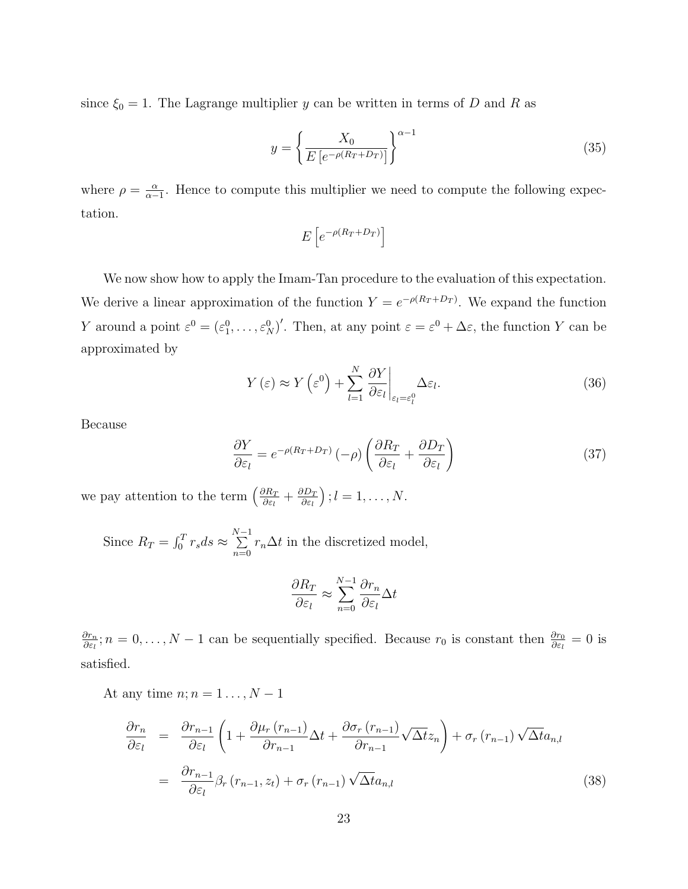since $\xi_0 = 1$. The Lagrange multiplier $y$ can be written in terms of $D$ and $R$ as

$$y = \left\{ \frac{X_0}{E\left[e^{-\rho(R_T+D_T)}\right]} \right\}^{\alpha-1} \tag{35}$$

where $\rho = \frac{\alpha}{\alpha-1}$. Hence to compute this multiplier we need to compute the following expectation.

$$E\left[e^{-\rho(R_T+D_T)}\right]$$

We now show how to apply the Imam-Tan procedure to the evaluation of this expectation. We derive a linear approximation of the function $Y = e^{-\rho(R_T+D_T)}$. We expand the function $Y$ around a point $\varepsilon^0 = (\varepsilon_1^0, \ldots, \varepsilon_N^0)'$. Then, at any point $\varepsilon = \varepsilon^0 + \Delta\varepsilon$, the function $Y$ can be approximated by

$$Y(\varepsilon) \approx Y\left(\varepsilon^0\right) + \sum_{l=1}^{N} \left.\frac{\partial Y}{\partial \varepsilon_l}\right|_{\varepsilon_l = \varepsilon_l^0} \Delta\varepsilon_l. \tag{36}$$

Because

$$\frac{\partial Y}{\partial \varepsilon_l} = e^{-\rho(R_T+D_T)}(-\rho)\left(\frac{\partial R_T}{\partial \varepsilon_l} + \frac{\partial D_T}{\partial \varepsilon_l}\right) \tag{37}$$

we pay attention to the term $\left(\frac{\partial R_T}{\partial \varepsilon_l} + \frac{\partial D_T}{\partial \varepsilon_l}\right); l = 1, \ldots, N$.

Since $R_T = \int_0^T r_s ds \approx \sum_{n=0}^{N-1} r_n \Delta t$ in the discretized model,

$$\frac{\partial R_T}{\partial \varepsilon_l} \approx \sum_{n=0}^{N-1} \frac{\partial r_n}{\partial \varepsilon_l} \Delta t$$

$\frac{\partial r_n}{\partial \varepsilon_l}; n = 0, \ldots, N-1$ can be sequentially specified. Because $r_0$ is constant then $\frac{\partial r_0}{\partial \varepsilon_l} = 0$ is satisfied.

At any time $n; n = 1 \ldots, N-1$

$$\begin{aligned}
\frac{\partial r_n}{\partial \varepsilon_l} &= \frac{\partial r_{n-1}}{\partial \varepsilon_l}\left(1 + \frac{\partial \mu_r(r_{n-1})}{\partial r_{n-1}}\Delta t + \frac{\partial \sigma_r(r_{n-1})}{\partial r_{n-1}}\sqrt{\Delta t} z_n\right) + \sigma_r(r_{n-1})\sqrt{\Delta t} a_{n,l} \\
&= \frac{\partial r_{n-1}}{\partial \varepsilon_l}\beta_r(r_{n-1}, z_t) + \sigma_r(r_{n-1})\sqrt{\Delta t} a_{n,l}
\end{aligned} \tag{38}$$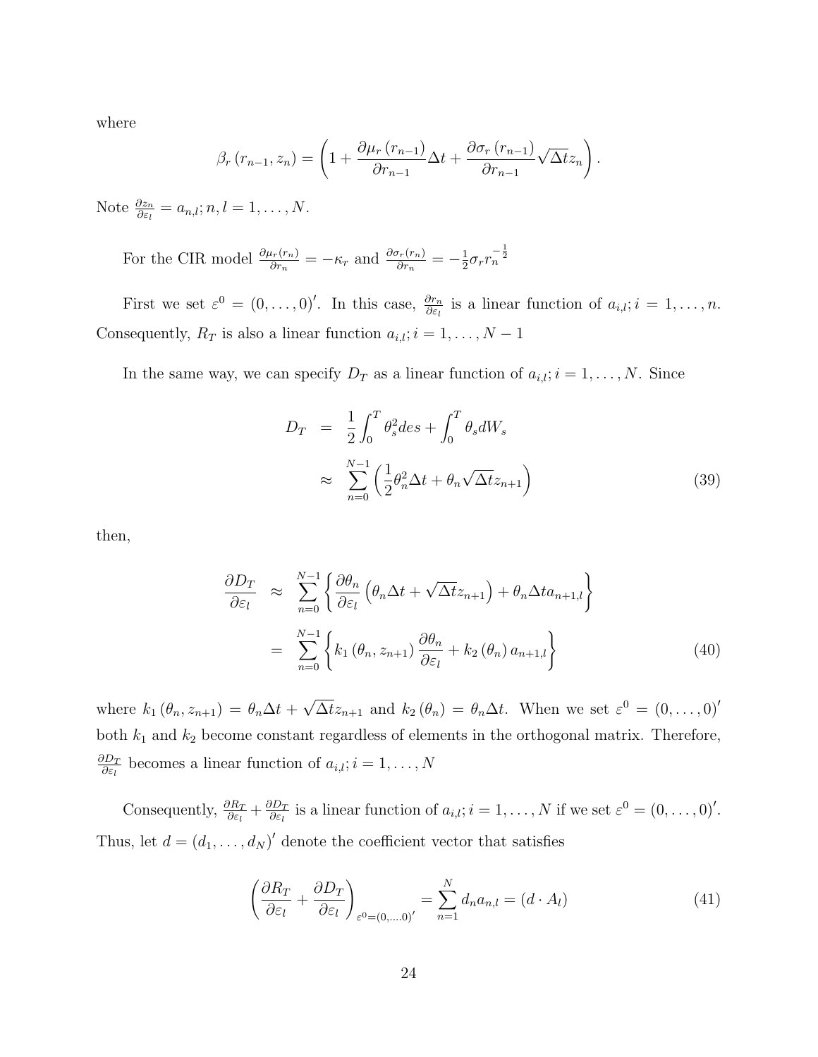where

$$\beta_r(r_{n-1}, z_n) = \left(1 + \frac{\partial \mu_r(r_{n-1})}{\partial r_{n-1}}\Delta t + \frac{\partial \sigma_r(r_{n-1})}{\partial r_{n-1}}\sqrt{\Delta t} z_n\right).$$

Note $\frac{\partial z_n}{\partial \varepsilon_l} = a_{n,l}; n, l = 1, \ldots, N$.

For the CIR model $\frac{\partial \mu_r(r_n)}{\partial r_n} = -\kappa_r$ and $\frac{\partial \sigma_r(r_n)}{\partial r_n} = -\frac{1}{2}\sigma_r r_n^{-\frac{1}{2}}$

First we set $\varepsilon^0 = (0, \ldots, 0)'$. In this case, $\frac{\partial r_n}{\partial \varepsilon_l}$ is a linear function of $a_{i,l}; i = 1, \ldots, n$. Consequently, $R_T$ is also a linear function $a_{i,l}; i = 1, \ldots, N-1$

In the same way, we can specify $D_T$ as a linear function of $a_{i,l}; i = 1, \ldots, N$. Since

$$\begin{aligned} D_T &= \frac{1}{2}\int_0^T \theta_s^2 des + \int_0^T \theta_s dW_s \\ &\approx \sum_{n=0}^{N-1} \left(\frac{1}{2}\theta_n^2 \Delta t + \theta_n \sqrt{\Delta t} z_{n+1}\right) \end{aligned} \tag{39}$$

then,

$$\begin{aligned} \frac{\partial D_T}{\partial \varepsilon_l} &\approx \sum_{n=0}^{N-1} \left\{\frac{\partial \theta_n}{\partial \varepsilon_l}\left(\theta_n \Delta t + \sqrt{\Delta t} z_{n+1}\right) + \theta_n \Delta t a_{n+1,l}\right\} \\ &= \sum_{n=0}^{N-1} \left\{k_1(\theta_n, z_{n+1}) \frac{\partial \theta_n}{\partial \varepsilon_l} + k_2(\theta_n) a_{n+1,l}\right\} \end{aligned} \tag{40}$$

where $k_1(\theta_n, z_{n+1}) = \theta_n \Delta t + \sqrt{\Delta t} z_{n+1}$ and $k_2(\theta_n) = \theta_n \Delta t$. When we set $\varepsilon^0 = (0, \ldots, 0)'$ both $k_1$ and $k_2$ become constant regardless of elements in the orthogonal matrix. Therefore, $\frac{\partial D_T}{\partial \varepsilon_l}$ becomes a linear function of $a_{i,l}; i = 1, \ldots, N$

Consequently, $\frac{\partial R_T}{\partial \varepsilon_l} + \frac{\partial D_T}{\partial \varepsilon_l}$ is a linear function of $a_{i,l}; i = 1, \ldots, N$ if we set $\varepsilon^0 = (0, \ldots, 0)'$. Thus, let $d = (d_1, \ldots, d_N)'$ denote the coefficient vector that satisfies

$$\left(\frac{\partial R_T}{\partial \varepsilon_l} + \frac{\partial D_T}{\partial \varepsilon_l}\right)_{\varepsilon^0 = (0, \ldots 0)'} = \sum_{n=1}^{N} d_n a_{n,l} = (d \cdot A_l) \tag{41}$$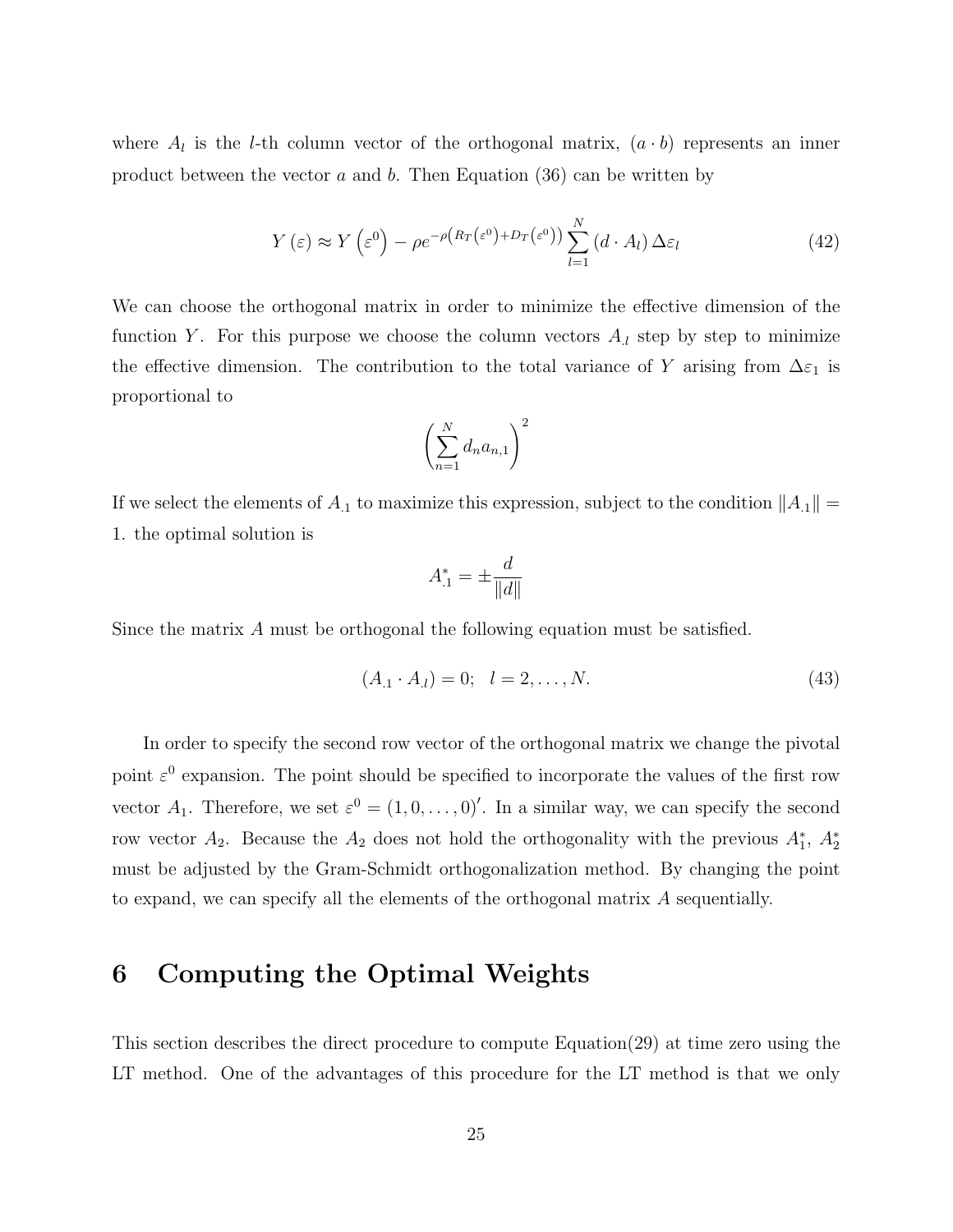where $A_l$ is the $l$-th column vector of the orthogonal matrix, $(a \cdot b)$ represents an inner product between the vector $a$ and $b$. Then Equation (36) can be written by

$$Y(\varepsilon) \approx Y\left(\varepsilon^0\right) - \rho e^{-\rho\left(R_T\left(\varepsilon^0\right)+D_T\left(\varepsilon^0\right)\right)} \sum_{l=1}^{N} (d \cdot A_l)\, \Delta\varepsilon_l \tag{42}$$

We can choose the orthogonal matrix in order to minimize the effective dimension of the function $Y$. For this purpose we choose the column vectors $A_{.l}$ step by step to minimize the effective dimension. The contribution to the total variance of $Y$ arising from $\Delta\varepsilon_1$ is proportional to

$$\left(\sum_{n=1}^{N} d_n a_{n,1}\right)^2$$

If we select the elements of $A_{.1}$ to maximize this expression, subject to the condition $\|A_{.1}\| = 1$. the optimal solution is

$$A^*_{.1} = \pm\frac{d}{\|d\|}$$

Since the matrix $A$ must be orthogonal the following equation must be satisfied.

$$(A_{.1} \cdot A_{.l}) = 0; \quad l = 2, \ldots, N. \tag{43}$$

In order to specify the second row vector of the orthogonal matrix we change the pivotal point $\varepsilon^0$ expansion. The point should be specified to incorporate the values of the first row vector $A_1$. Therefore, we set $\varepsilon^0 = (1, 0, \ldots, 0)'$. In a similar way, we can specify the second row vector $A_2$. Because the $A_2$ does not hold the orthogonality with the previous $A^*_1$, $A^*_2$ must be adjusted by the Gram-Schmidt orthogonalization method. By changing the point to expand, we can specify all the elements of the orthogonal matrix $A$ sequentially.

## 6 Computing the Optimal Weights

This section describes the direct procedure to compute Equation(29) at time zero using the LT method. One of the advantages of this procedure for the LT method is that we only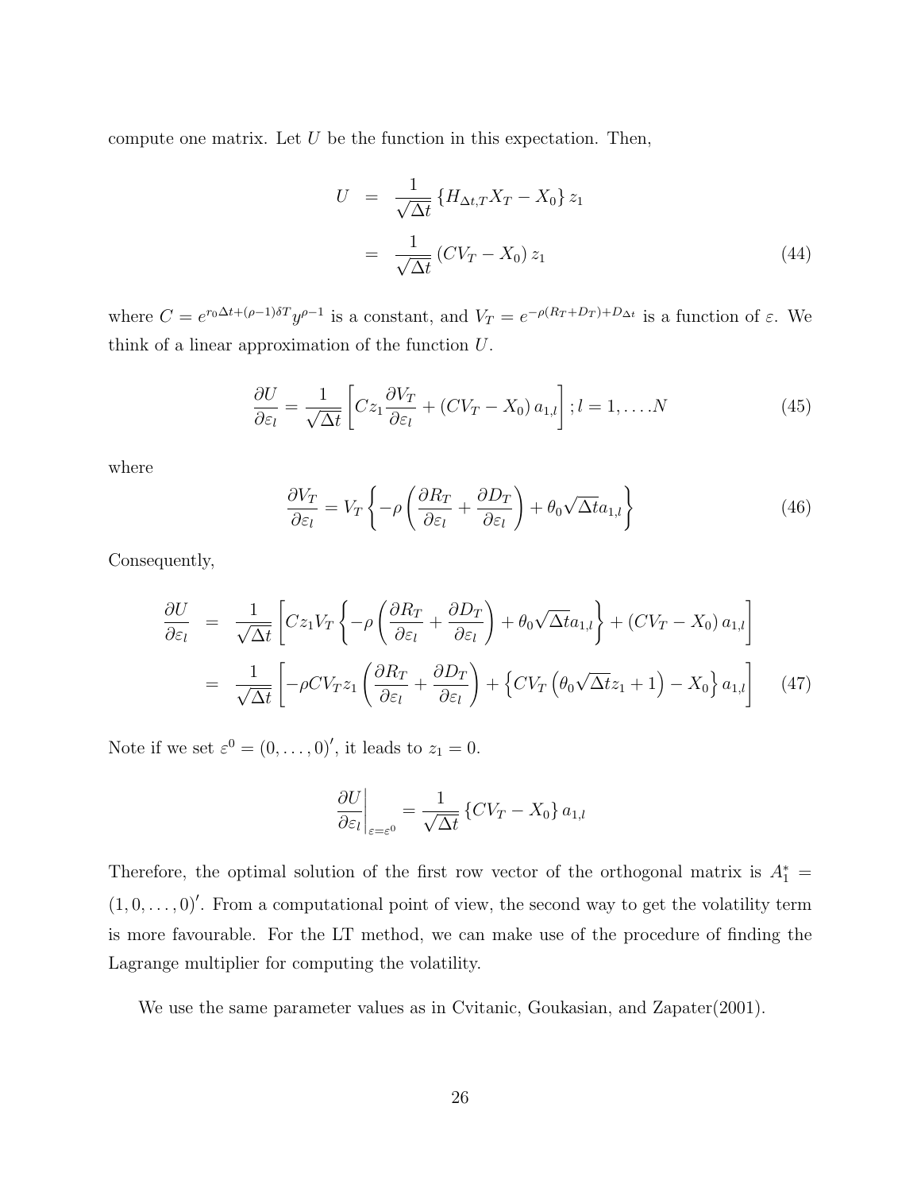compute one matrix. Let $U$ be the function in this expectation. Then,

$$
\begin{aligned}
U &= \frac{1}{\sqrt{\Delta t}} \left\{ H_{\Delta t,T} X_T - X_0 \right\} z_1 \\
&= \frac{1}{\sqrt{\Delta t}} \left( C V_T - X_0 \right) z_1 
\end{aligned}
\tag{44}
$$

where $C = e^{r_0 \Delta t + (\rho - 1)\delta T} y^{\rho - 1}$ is a constant, and $V_T = e^{-\rho(R_T + D_T) + D_{\Delta t}}$ is a function of $\varepsilon$. We think of a linear approximation of the function $U$.

$$
\frac{\partial U}{\partial \varepsilon_l} = \frac{1}{\sqrt{\Delta t}} \left[ C z_1 \frac{\partial V_T}{\partial \varepsilon_l} + \left( C V_T - X_0 \right) a_{1,l} \right]; l = 1, \ldots .N \tag{45}
$$

where

$$
\frac{\partial V_T}{\partial \varepsilon_l} = V_T \left\{ -\rho \left( \frac{\partial R_T}{\partial \varepsilon_l} + \frac{\partial D_T}{\partial \varepsilon_l} \right) + \theta_0 \sqrt{\Delta t} a_{1,l} \right\} \tag{46}
$$

Consequently,

$$
\begin{aligned}
\frac{\partial U}{\partial \varepsilon_l} &= \frac{1}{\sqrt{\Delta t}} \left[ C z_1 V_T \left\{ -\rho \left( \frac{\partial R_T}{\partial \varepsilon_l} + \frac{\partial D_T}{\partial \varepsilon_l} \right) + \theta_0 \sqrt{\Delta t} a_{1,l} \right\} + \left( C V_T - X_0 \right) a_{1,l} \right] \\
&= \frac{1}{\sqrt{\Delta t}} \left[ -\rho C V_T z_1 \left( \frac{\partial R_T}{\partial \varepsilon_l} + \frac{\partial D_T}{\partial \varepsilon_l} \right) + \left\{ C V_T \left( \theta_0 \sqrt{\Delta t} z_1 + 1 \right) - X_0 \right\} a_{1,l} \right]
\end{aligned}
\tag{47}
$$

Note if we set $\varepsilon^0 = (0, \ldots, 0)'$, it leads to $z_1 = 0$.

$$
\left. \frac{\partial U}{\partial \varepsilon_l} \right|_{\varepsilon = \varepsilon^0} = \frac{1}{\sqrt{\Delta t}} \left\{ C V_T - X_0 \right\} a_{1,l}
$$

Therefore, the optimal solution of the first row vector of the orthogonal matrix is $A_1^* = (1, 0, \ldots, 0)'$. From a computational point of view, the second way to get the volatility term is more favourable. For the LT method, we can make use of the procedure of finding the Lagrange multiplier for computing the volatility.

We use the same parameter values as in Cvitanic, Goukasian, and Zapater(2001).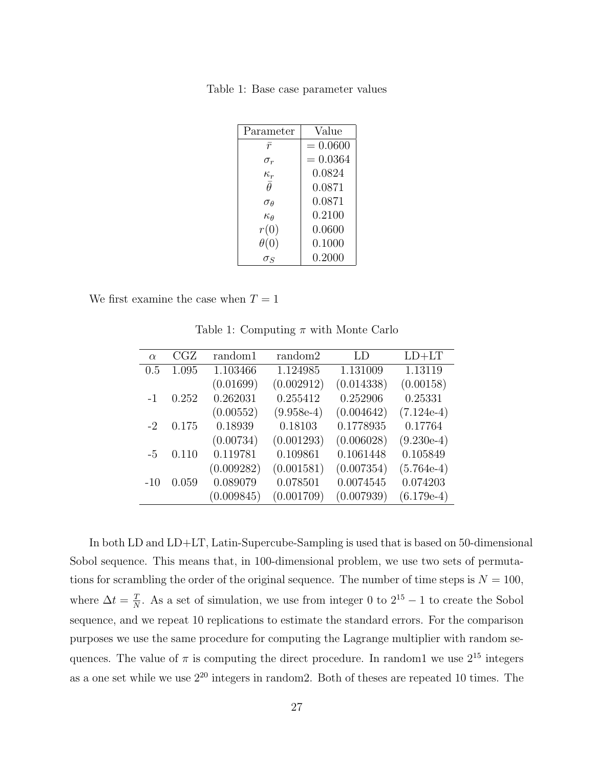Table 1: Base case parameter values

| Parameter | Value |
|---|---|
| $\bar{r}$ | $= 0.0600$ |
| $\sigma_r$ | $= 0.0364$ |
| $\kappa_r$ | 0.0824 |
| $\bar{\theta}$ | 0.0871 |
| $\sigma_\theta$ | 0.0871 |
| $\kappa_\theta$ | 0.2100 |
| $r(0)$ | 0.0600 |
| $\theta(0)$ | 0.1000 |
| $\sigma_S$ | 0.2000 |

We first examine the case when $T = 1$

Table 1: Computing $\pi$ with Monte Carlo

| $\alpha$ | CGZ | random1 | random2 | LD | LD+LT |
|---|---|---|---|---|---|
| 0.5 | 1.095 | 1.103466 | 1.124985 | 1.131009 | 1.13119 |
| | | (0.01699) | (0.002912) | (0.014338) | (0.00158) |
| -1 | 0.252 | 0.262031 | 0.255412 | 0.252906 | 0.25331 |
| | | (0.00552) | (9.958e-4) | (0.004642) | (7.124e-4) |
| -2 | 0.175 | 0.18939 | 0.18103 | 0.1778935 | 0.17764 |
| | | (0.00734) | (0.001293) | (0.006028) | (9.230e-4) |
| -5 | 0.110 | 0.119781 | 0.109861 | 0.1061448 | 0.105849 |
| | | (0.009282) | (0.001581) | (0.007354) | (5.764e-4) |
| -10 | 0.059 | 0.089079 | 0.078501 | 0.0074545 | 0.074203 |
| | | (0.009845) | (0.001709) | (0.007939) | (6.179e-4) |

In both LD and LD+LT, Latin-Supercube-Sampling is used that is based on 50-dimensional Sobol sequence. This means that, in 100-dimensional problem, we use two sets of permutations for scrambling the order of the original sequence. The number of time steps is $N = 100$, where $\Delta t = \frac{T}{N}$. As a set of simulation, we use from integer 0 to $2^{15} - 1$ to create the Sobol sequence, and we repeat 10 replications to estimate the standard errors. For the comparison purposes we use the same procedure for computing the Lagrange multiplier with random sequences. The value of $\pi$ is computing the direct procedure. In random1 we use $2^{15}$ integers as a one set while we use $2^{20}$ integers in random2. Both of theses are repeated 10 times. The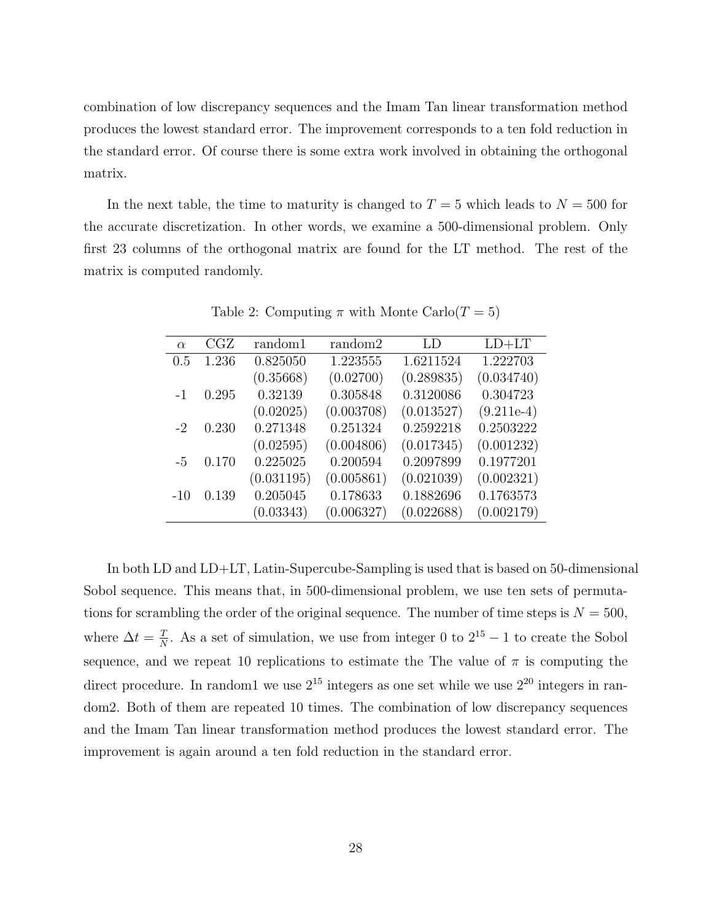combination of low discrepancy sequences and the Imam Tan linear transformation method produces the lowest standard error. The improvement corresponds to a ten fold reduction in the standard error. Of course there is some extra work involved in obtaining the orthogonal matrix.

In the next table, the time to maturity is changed to $T = 5$ which leads to $N = 500$ for the accurate discretization. In other words, we examine a 500-dimensional problem. Only first 23 columns of the orthogonal matrix are found for the LT method. The rest of the matrix is computed randomly.

Table 2: Computing $\pi$ with Monte Carlo($T = 5$)

| $\alpha$ | CGZ | random1 | random2 | LD | LD+LT |
|---|---|---|---|---|---|
| 0.5 | 1.236 | 0.825050 | 1.223555 | 1.6211524 | 1.222703 |
| | | (0.35668) | (0.02700) | (0.289835) | (0.034740) |
| -1 | 0.295 | 0.32139 | 0.305848 | 0.3120086 | 0.304723 |
| | | (0.02025) | (0.003708) | (0.013527) | (9.211e-4) |
| -2 | 0.230 | 0.271348 | 0.251324 | 0.2592218 | 0.2503222 |
| | | (0.02595) | (0.004806) | (0.017345) | (0.001232) |
| -5 | 0.170 | 0.225025 | 0.200594 | 0.2097899 | 0.1977201 |
| | | (0.031195) | (0.005861) | (0.021039) | (0.002321) |
| -10 | 0.139 | 0.205045 | 0.178633 | 0.1882696 | 0.1763573 |
| | | (0.03343) | (0.006327) | (0.022688) | (0.002179) |

In both LD and LD+LT, Latin-Supercube-Sampling is used that is based on 50-dimensional Sobol sequence. This means that, in 500-dimensional problem, we use ten sets of permutations for scrambling the order of the original sequence. The number of time steps is $N = 500$, where $\Delta t = \frac{T}{N}$. As a set of simulation, we use from integer 0 to $2^{15} - 1$ to create the Sobol sequence, and we repeat 10 replications to estimate the The value of $\pi$ is computing the direct procedure. In random1 we use $2^{15}$ integers as one set while we use $2^{20}$ integers in random2. Both of them are repeated 10 times. The combination of low discrepancy sequences and the Imam Tan linear transformation method produces the lowest standard error. The improvement is again around a ten fold reduction in the standard error.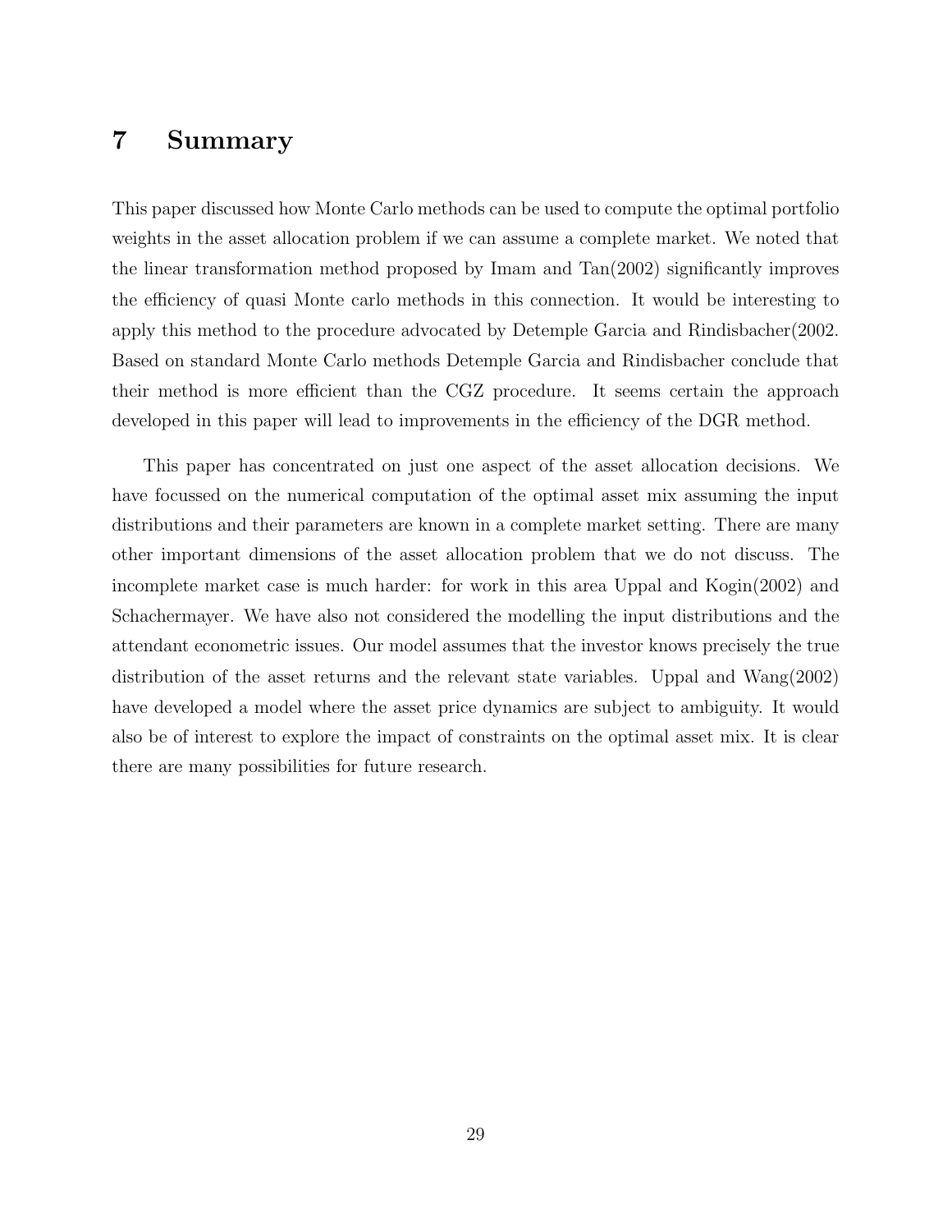# 7 Summary

This paper discussed how Monte Carlo methods can be used to compute the optimal portfolio weights in the asset allocation problem if we can assume a complete market. We noted that the linear transformation method proposed by Imam and Tan(2002) significantly improves the efficiency of quasi Monte carlo methods in this connection. It would be interesting to apply this method to the procedure advocated by Detemple Garcia and Rindisbacher(2002. Based on standard Monte Carlo methods Detemple Garcia and Rindisbacher conclude that their method is more efficient than the CGZ procedure. It seems certain the approach developed in this paper will lead to improvements in the efficiency of the DGR method.

This paper has concentrated on just one aspect of the asset allocation decisions. We have focussed on the numerical computation of the optimal asset mix assuming the input distributions and their parameters are known in a complete market setting. There are many other important dimensions of the asset allocation problem that we do not discuss. The incomplete market case is much harder: for work in this area Uppal and Kogin(2002) and Schachermayer. We have also not considered the modelling the input distributions and the attendant econometric issues. Our model assumes that the investor knows precisely the true distribution of the asset returns and the relevant state variables. Uppal and Wang(2002) have developed a model where the asset price dynamics are subject to ambiguity. It would also be of interest to explore the impact of constraints on the optimal asset mix. It is clear there are many possibilities for future research.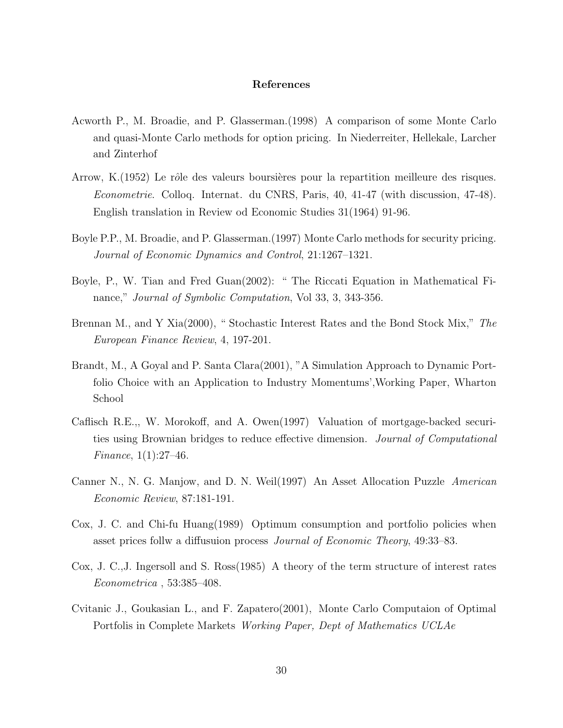# References

Acworth P., M. Broadie, and P. Glasserman.(1998) A comparison of some Monte Carlo and quasi-Monte Carlo methods for option pricing. In Niederreiter, Hellekale, Larcher and Zinterhof

Arrow, K.(1952) Le rôle des valeurs boursières pour la repartition meilleure des risques. *Econometrie*. Colloq. Internat. du CNRS, Paris, 40, 41-47 (with discussion, 47-48). English translation in Review od Economic Studies 31(1964) 91-96.

Boyle P.P., M. Broadie, and P. Glasserman.(1997) Monte Carlo methods for security pricing. *Journal of Economic Dynamics and Control*, 21:1267–1321.

Boyle, P., W. Tian and Fred Guan(2002): " The Riccati Equation in Mathematical Finance," *Journal of Symbolic Computation*, Vol 33, 3, 343-356.

Brennan M., and Y Xia(2000), " Stochastic Interest Rates and the Bond Stock Mix," *The European Finance Review*, 4, 197-201.

Brandt, M., A Goyal and P. Santa Clara(2001), "A Simulation Approach to Dynamic Portfolio Choice with an Application to Industry Momentums',Working Paper, Wharton School

Caflisch R.E.,, W. Morokoff, and A. Owen(1997) Valuation of mortgage-backed securities using Brownian bridges to reduce effective dimension. *Journal of Computational Finance*, 1(1):27–46.

Canner N., N. G. Manjow, and D. N. Weil(1997) An Asset Allocation Puzzle *American Economic Review*, 87:181-191.

Cox, J. C. and Chi-fu Huang(1989) Optimum consumption and portfolio policies when asset prices follw a diffusuion process *Journal of Economic Theory*, 49:33–83.

Cox, J. C.,J. Ingersoll and S. Ross(1985) A theory of the term structure of interest rates *Econometrica* , 53:385–408.

Cvitanic J., Goukasian L., and F. Zapatero(2001), Monte Carlo Computaion of Optimal Portfolis in Complete Markets *Working Paper, Dept of Mathematics UCLAe*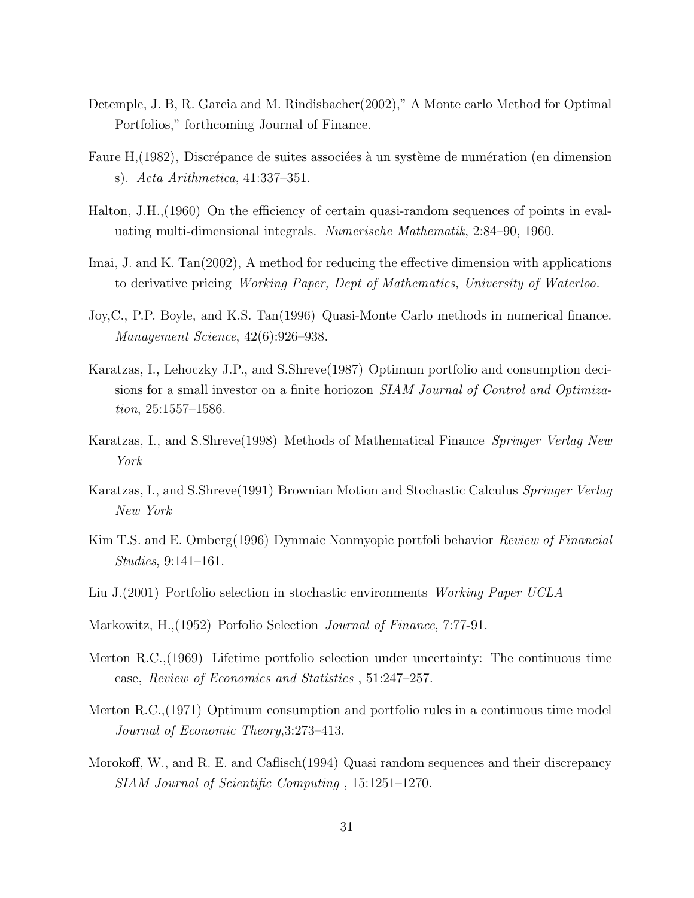Detemple, J. B, R. Garcia and M. Rindisbacher(2002)," A Monte carlo Method for Optimal Portfolios," forthcoming Journal of Finance.

Faure H,(1982), Discrépance de suites associées à un système de numération (en dimension s). *Acta Arithmetica*, 41:337–351.

Halton, J.H.,(1960) On the efficiency of certain quasi-random sequences of points in evaluating multi-dimensional integrals. *Numerische Mathematik*, 2:84–90, 1960.

Imai, J. and K. Tan(2002), A method for reducing the effective dimension with applications to derivative pricing *Working Paper, Dept of Mathematics, University of Waterloo.*

Joy,C., P.P. Boyle, and K.S. Tan(1996) Quasi-Monte Carlo methods in numerical finance. *Management Science*, 42(6):926–938.

Karatzas, I., Lehoczky J.P., and S.Shreve(1987) Optimum portfolio and consumption decisions for a small investor on a finite horiozon *SIAM Journal of Control and Optimization*, 25:1557–1586.

Karatzas, I., and S.Shreve(1998) Methods of Mathematical Finance *Springer Verlag New York*

Karatzas, I., and S.Shreve(1991) Brownian Motion and Stochastic Calculus *Springer Verlag New York*

Kim T.S. and E. Omberg(1996) Dynmaic Nonmyopic portfoli behavior *Review of Financial Studies*, 9:141–161.

Liu J.(2001) Portfolio selection in stochastic environments *Working Paper UCLA*

Markowitz, H.,(1952) Porfolio Selection *Journal of Finance*, 7:77-91.

Merton R.C.,(1969) Lifetime portfolio selection under uncertainty: The continuous time case, *Review of Economics and Statistics* , 51:247–257.

Merton R.C.,(1971) Optimum consumption and portfolio rules in a continuous time model *Journal of Economic Theory*,3:273–413.

Morokoff, W., and R. E. and Caflisch(1994) Quasi random sequences and their discrepancy *SIAM Journal of Scientific Computing* , 15:1251–1270.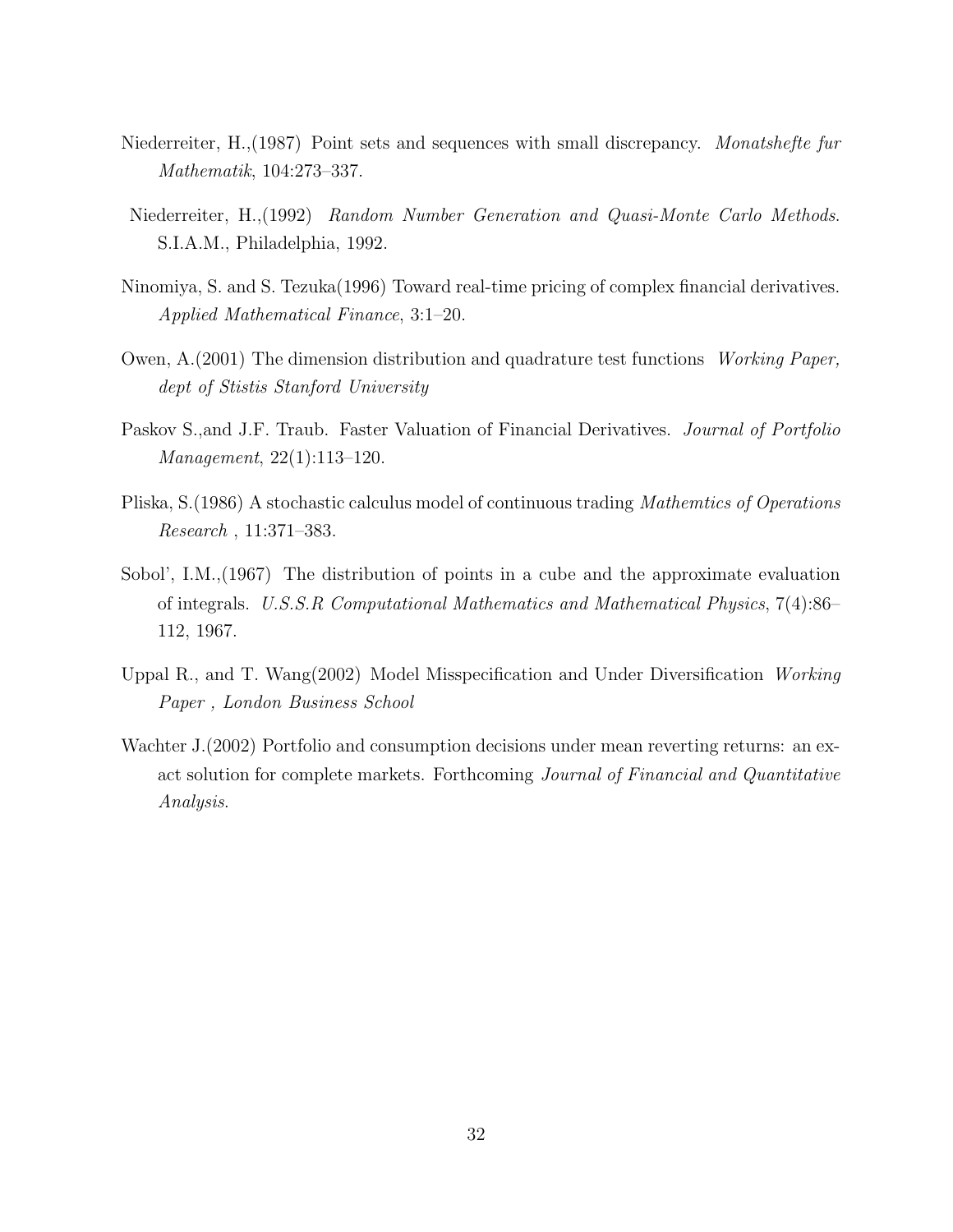Niederreiter, H.,(1987) Point sets and sequences with small discrepancy. *Monatshefte fur Mathematik*, 104:273–337.

Niederreiter, H.,(1992) *Random Number Generation and Quasi-Monte Carlo Methods*. S.I.A.M., Philadelphia, 1992.

Ninomiya, S. and S. Tezuka(1996) Toward real-time pricing of complex financial derivatives. *Applied Mathematical Finance*, 3:1–20.

Owen, A.(2001) The dimension distribution and quadrature test functions *Working Paper, dept of Stistis Stanford University*

Paskov S.,and J.F. Traub. Faster Valuation of Financial Derivatives. *Journal of Portfolio Management*, 22(1):113–120.

Pliska, S.(1986) A stochastic calculus model of continuous trading *Mathemtics of Operations Research* , 11:371–383.

Sobol', I.M.,(1967) The distribution of points in a cube and the approximate evaluation of integrals. *U.S.S.R Computational Mathematics and Mathematical Physics*, 7(4):86–112, 1967.

Uppal R., and T. Wang(2002) Model Misspecification and Under Diversification *Working Paper , London Business School*

Wachter J.(2002) Portfolio and consumption decisions under mean reverting returns: an exact solution for complete markets. Forthcoming *Journal of Financial and Quantitative Analysis*.